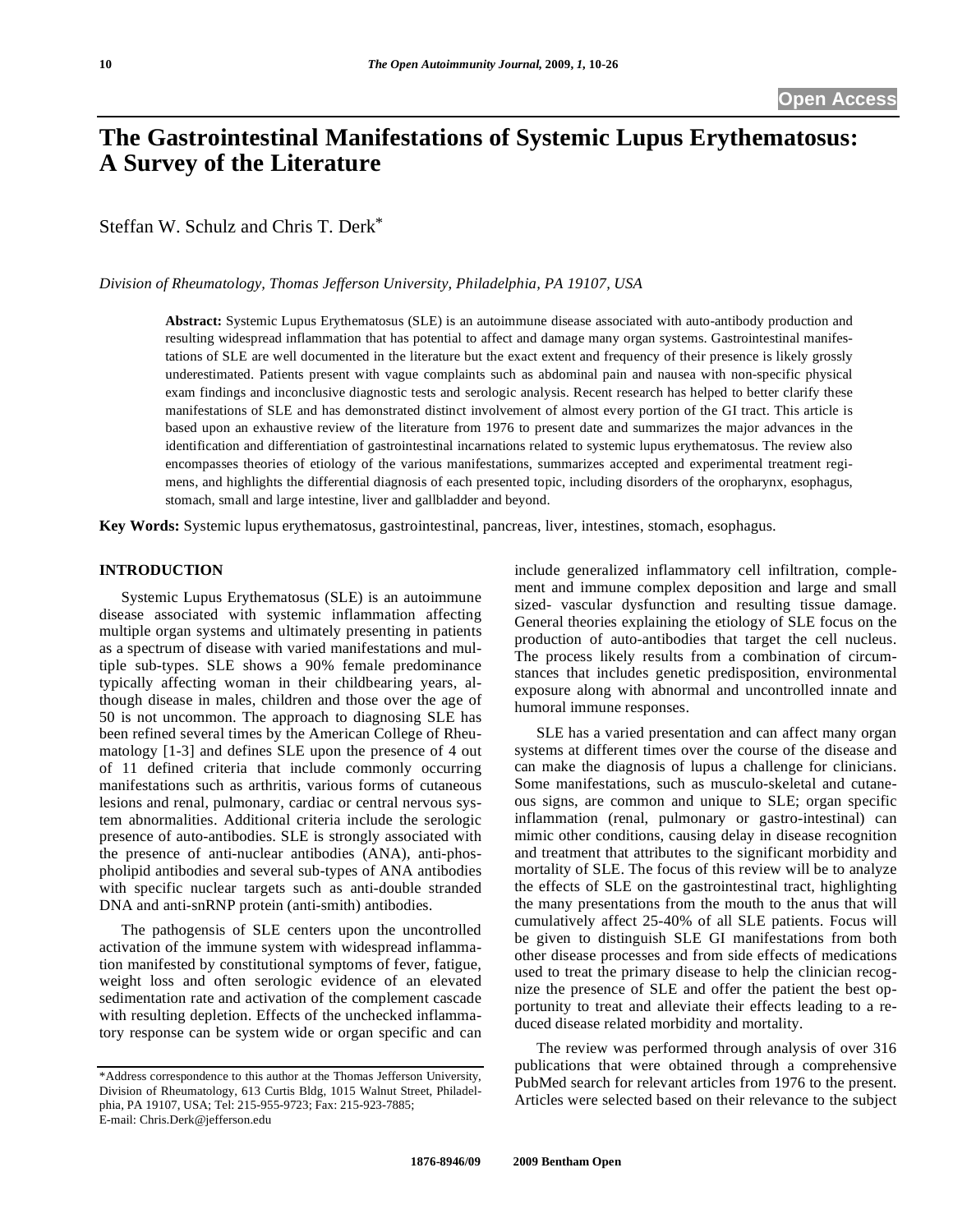Open Access

# The Gastrointestinal Manifestations of Systemic Lupus Erythematosus: A Survey of the Literature

Steffan W. Schulz and Chris T. Derk*

*Division of Rheumatology, Thomas Jefferson University, Philadelphia, PA 19107, USA*

**Abstract:** Systemic Lupus Erythematosus (SLE) is an autoimmune disease associated with auto-antibody production and resulting widespread inflammation that has potential to affect and damage many organ systems. Gastrointestinal manifestations of SLE are well documented in the literature but the exact extent and frequency of their presence is likely grossly underestimated. Patients present with vague complaints such as abdominal pain and nausea with non-specific physical exam findings and inconclusive diagnostic tests and serologic analysis. Recent research has helped to better clarify these manifestations of SLE and has demonstrated distinct involvement of almost every portion of the GI tract. This article is based upon an exhaustive review of the literature from 1976 to present date and summarizes the major advances in the identification and differentiation of gastrointestinal incarnations related to systemic lupus erythematosus. The review also encompasses theories of etiology of the various manifestations, summarizes accepted and experimental treatment regimens, and highlights the differential diagnosis of each presented topic, including disorders of the oropharynx, esophagus, stomach, small and large intestine, liver and gallbladder and beyond.

**Key Words:** Systemic lupus erythematosus, gastrointestinal, pancreas, liver, intestines, stomach, esophagus.

## INTRODUCTION

Systemic Lupus Erythematosus (SLE) is an autoimmune disease associated with systemic inflammation affecting multiple organ systems and ultimately presenting in patients as a spectrum of disease with varied manifestations and multiple sub-types. SLE shows a 90% female predominance typically affecting woman in their childbearing years, although disease in males, children and those over the age of 50 is not uncommon. The approach to diagnosing SLE has been refined several times by the American College of Rheumatology [1-3] and defines SLE upon the presence of 4 out of 11 defined criteria that include commonly occurring manifestations such as arthritis, various forms of cutaneous lesions and renal, pulmonary, cardiac or central nervous system abnormalities. Additional criteria include the serologic presence of auto-antibodies. SLE is strongly associated with the presence of anti-nuclear antibodies (ANA), anti-phospholipid antibodies and several sub-types of ANA antibodies with specific nuclear targets such as anti-double stranded DNA and anti-snRNP protein (anti-smith) antibodies.

The pathogensis of SLE centers upon the uncontrolled activation of the immune system with widespread inflammation manifested by constitutional symptoms of fever, fatigue, weight loss and often serologic evidence of an elevated sedimentation rate and activation of the complement cascade with resulting depletion. Effects of the unchecked inflammatory response can be system wide or organ specific and can include generalized inflammatory cell infiltration, complement and immune complex deposition and large and small sized- vascular dysfunction and resulting tissue damage. General theories explaining the etiology of SLE focus on the production of auto-antibodies that target the cell nucleus. The process likely results from a combination of circumstances that includes genetic predisposition, environmental exposure along with abnormal and uncontrolled innate and humoral immune responses.

SLE has a varied presentation and can affect many organ systems at different times over the course of the disease and can make the diagnosis of lupus a challenge for clinicians. Some manifestations, such as musculo-skeletal and cutaneous signs, are common and unique to SLE; organ specific inflammation (renal, pulmonary or gastro-intestinal) can mimic other conditions, causing delay in disease recognition and treatment that attributes to the significant morbidity and mortality of SLE. The focus of this review will be to analyze the effects of SLE on the gastrointestinal tract, highlighting the many presentations from the mouth to the anus that will cumulatively affect 25-40% of all SLE patients. Focus will be given to distinguish SLE GI manifestations from both other disease processes and from side effects of medications used to treat the primary disease to help the clinician recognize the presence of SLE and offer the patient the best opportunity to treat and alleviate their effects leading to a reduced disease related morbidity and mortality.

The review was performed through analysis of over 316 publications that were obtained through a comprehensive PubMed search for relevant articles from 1976 to the present. Articles were selected based on their relevance to the subject

*Address correspondence to this author at the Thomas Jefferson University, Division of Rheumatology, 613 Curtis Bldg, 1015 Walnut Street, Philadelphia, PA 19107, USA; Tel: 215-955-9723; Fax: 215-923-7885; E-mail: Chris.Derk@jefferson.edu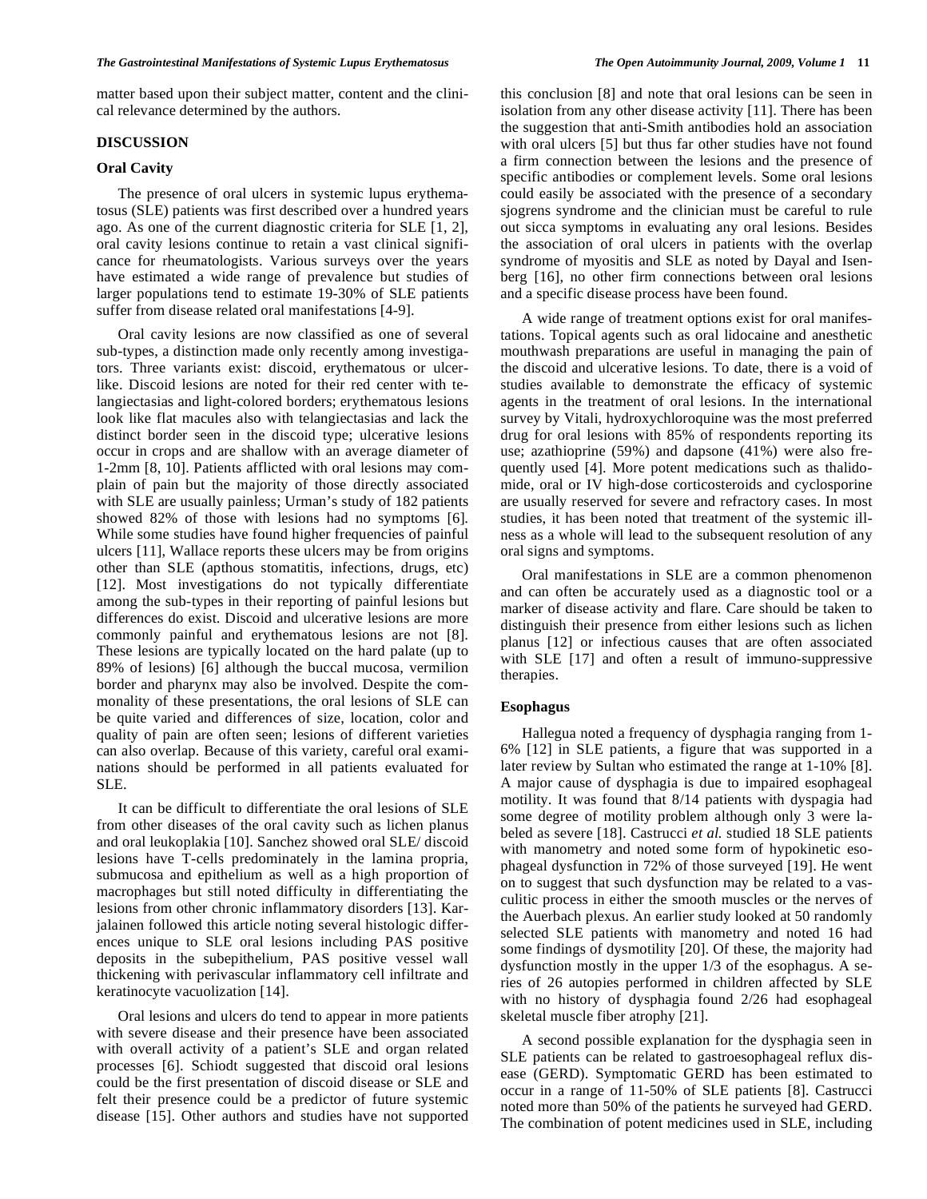matter based upon their subject matter, content and the clinical relevance determined by the authors.

## DISCUSSION

### Oral Cavity

The presence of oral ulcers in systemic lupus erythematosus (SLE) patients was first described over a hundred years ago. As one of the current diagnostic criteria for SLE [1, 2], oral cavity lesions continue to retain a vast clinical significance for rheumatologists. Various surveys over the years have estimated a wide range of prevalence but studies of larger populations tend to estimate 19-30% of SLE patients suffer from disease related oral manifestations [4-9].

Oral cavity lesions are now classified as one of several sub-types, a distinction made only recently among investigators. Three variants exist: discoid, erythematous or ulcer-like. Discoid lesions are noted for their red center with telangiectasias and light-colored borders; erythematous lesions look like flat macules also with telangiectasias and lack the distinct border seen in the discoid type; ulcerative lesions occur in crops and are shallow with an average diameter of 1-2mm [8, 10]. Patients afflicted with oral lesions may complain of pain but the majority of those directly associated with SLE are usually painless; Urman's study of 182 patients showed 82% of those with lesions had no symptoms [6]. While some studies have found higher frequencies of painful ulcers [11], Wallace reports these ulcers may be from origins other than SLE (apthous stomatitis, infections, drugs, etc) [12]. Most investigations do not typically differentiate among the sub-types in their reporting of painful lesions but differences do exist. Discoid and ulcerative lesions are more commonly painful and erythematous lesions are not [8]. These lesions are typically located on the hard palate (up to 89% of lesions) [6] although the buccal mucosa, vermilion border and pharynx may also be involved. Despite the commonality of these presentations, the oral lesions of SLE can be quite varied and differences of size, location, color and quality of pain are often seen; lesions of different varieties can also overlap. Because of this variety, careful oral examinations should be performed in all patients evaluated for SLE.

It can be difficult to differentiate the oral lesions of SLE from other diseases of the oral cavity such as lichen planus and oral leukoplakia [10]. Sanchez showed oral SLE/ discoid lesions have T-cells predominately in the lamina propria, submucosa and epithelium as well as a high proportion of macrophages but still noted difficulty in differentiating the lesions from other chronic inflammatory disorders [13]. Karjalainen followed this article noting several histologic differences unique to SLE oral lesions including PAS positive deposits in the subepithelium, PAS positive vessel wall thickening with perivascular inflammatory cell infiltrate and keratinocyte vacuolization [14].

Oral lesions and ulcers do tend to appear in more patients with severe disease and their presence have been associated with overall activity of a patient's SLE and organ related processes [6]. Schiodt suggested that discoid oral lesions could be the first presentation of discoid disease or SLE and felt their presence could be a predictor of future systemic disease [15]. Other authors and studies have not supported this conclusion [8] and note that oral lesions can be seen in isolation from any other disease activity [11]. There has been the suggestion that anti-Smith antibodies hold an association with oral ulcers [5] but thus far other studies have not found a firm connection between the lesions and the presence of specific antibodies or complement levels. Some oral lesions could easily be associated with the presence of a secondary sjogrens syndrome and the clinician must be careful to rule out sicca symptoms in evaluating any oral lesions. Besides the association of oral ulcers in patients with the overlap syndrome of myositis and SLE as noted by Dayal and Isenberg [16], no other firm connections between oral lesions and a specific disease process have been found.

A wide range of treatment options exist for oral manifestations. Topical agents such as oral lidocaine and anesthetic mouthwash preparations are useful in managing the pain of the discoid and ulcerative lesions. To date, there is a void of studies available to demonstrate the efficacy of systemic agents in the treatment of oral lesions. In the international survey by Vitali, hydroxychloroquine was the most preferred drug for oral lesions with 85% of respondents reporting its use; azathioprine (59%) and dapsone (41%) were also frequently used [4]. More potent medications such as thalidomide, oral or IV high-dose corticosteroids and cyclosporine are usually reserved for severe and refractory cases. In most studies, it has been noted that treatment of the systemic illness as a whole will lead to the subsequent resolution of any oral signs and symptoms.

Oral manifestations in SLE are a common phenomenon and can often be accurately used as a diagnostic tool or a marker of disease activity and flare. Care should be taken to distinguish their presence from either lesions such as lichen planus [12] or infectious causes that are often associated with SLE [17] and often a result of immuno-suppressive therapies.

### Esophagus

Hallegua noted a frequency of dysphagia ranging from 1-6% [12] in SLE patients, a figure that was supported in a later review by Sultan who estimated the range at 1-10% [8]. A major cause of dysphagia is due to impaired esophageal motility. It was found that 8/14 patients with dyspagia had some degree of motility problem although only 3 were labeled as severe [18]. Castrucci *et al.* studied 18 SLE patients with manometry and noted some form of hypokinetic esophageal dysfunction in 72% of those surveyed [19]. He went on to suggest that such dysfunction may be related to a vasculitic process in either the smooth muscles or the nerves of the Auerbach plexus. An earlier study looked at 50 randomly selected SLE patients with manometry and noted 16 had some findings of dysmotility [20]. Of these, the majority had dysfunction mostly in the upper 1/3 of the esophagus. A series of 26 autopies performed in children affected by SLE with no history of dysphagia found 2/26 had esophageal skeletal muscle fiber atrophy [21].

A second possible explanation for the dysphagia seen in SLE patients can be related to gastroesophageal reflux disease (GERD). Symptomatic GERD has been estimated to occur in a range of 11-50% of SLE patients [8]. Castrucci noted more than 50% of the patients he surveyed had GERD. The combination of potent medicines used in SLE, including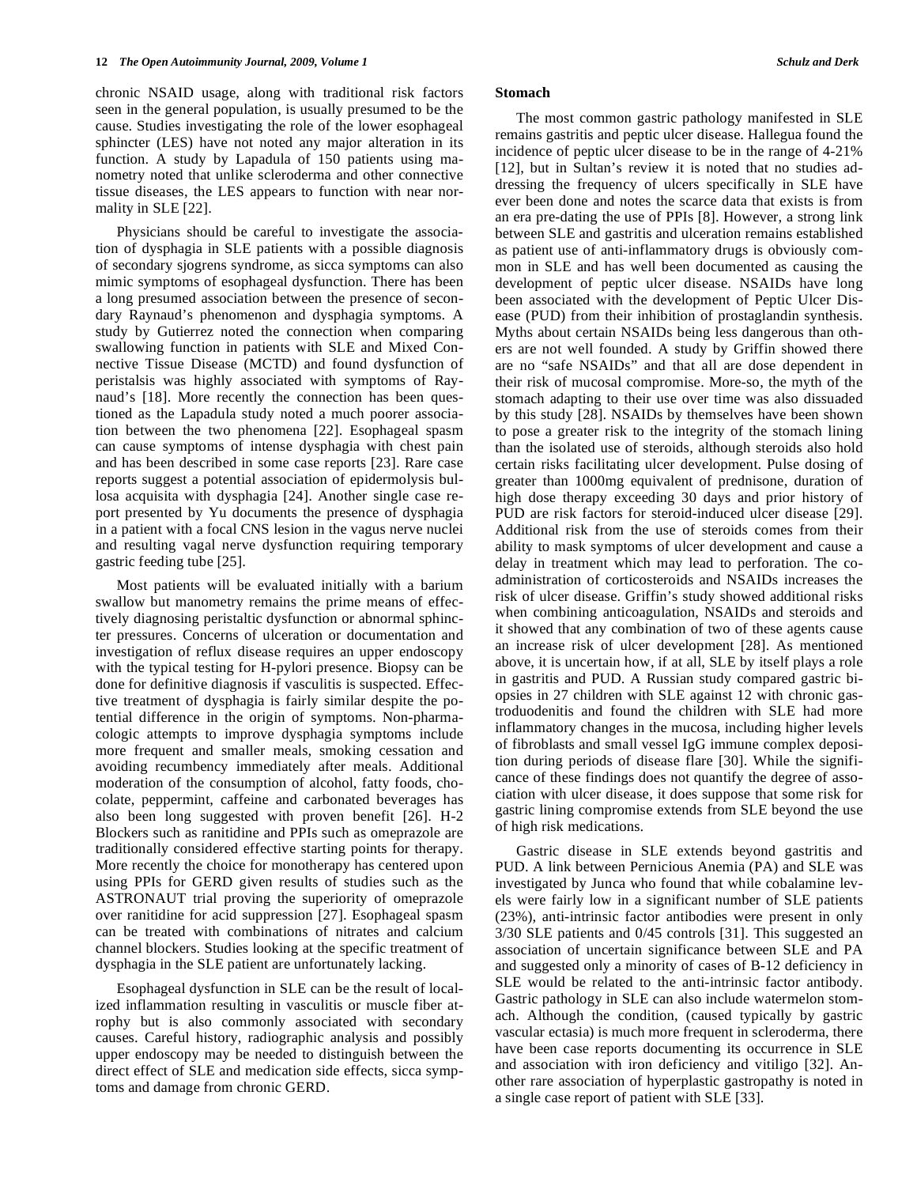chronic NSAID usage, along with traditional risk factors seen in the general population, is usually presumed to be the cause. Studies investigating the role of the lower esophageal sphincter (LES) have not noted any major alteration in its function. A study by Lapadula of 150 patients using manometry noted that unlike scleroderma and other connective tissue diseases, the LES appears to function with near normality in SLE [22].

Physicians should be careful to investigate the association of dysphagia in SLE patients with a possible diagnosis of secondary sjogrens syndrome, as sicca symptoms can also mimic symptoms of esophageal dysfunction. There has been a long presumed association between the presence of secondary Raynaud's phenomenon and dysphagia symptoms. A study by Gutierrez noted the connection when comparing swallowing function in patients with SLE and Mixed Connective Tissue Disease (MCTD) and found dysfunction of peristalsis was highly associated with symptoms of Raynaud's [18]. More recently the connection has been questioned as the Lapadula study noted a much poorer association between the two phenomena [22]. Esophageal spasm can cause symptoms of intense dysphagia with chest pain and has been described in some case reports [23]. Rare case reports suggest a potential association of epidermolysis bullosa acquisita with dysphagia [24]. Another single case report presented by Yu documents the presence of dysphagia in a patient with a focal CNS lesion in the vagus nerve nuclei and resulting vagal nerve dysfunction requiring temporary gastric feeding tube [25].

Most patients will be evaluated initially with a barium swallow but manometry remains the prime means of effectively diagnosing peristaltic dysfunction or abnormal sphincter pressures. Concerns of ulceration or documentation and investigation of reflux disease requires an upper endoscopy with the typical testing for H-pylori presence. Biopsy can be done for definitive diagnosis if vasculitis is suspected. Effective treatment of dysphagia is fairly similar despite the potential difference in the origin of symptoms. Non-pharmacologic attempts to improve dysphagia symptoms include more frequent and smaller meals, smoking cessation and avoiding recumbency immediately after meals. Additional moderation of the consumption of alcohol, fatty foods, chocolate, peppermint, caffeine and carbonated beverages has also been long suggested with proven benefit [26]. H-2 Blockers such as ranitidine and PPIs such as omeprazole are traditionally considered effective starting points for therapy. More recently the choice for monotherapy has centered upon using PPIs for GERD given results of studies such as the ASTRONAUT trial proving the superiority of omeprazole over ranitidine for acid suppression [27]. Esophageal spasm can be treated with combinations of nitrates and calcium channel blockers. Studies looking at the specific treatment of dysphagia in the SLE patient are unfortunately lacking.

Esophageal dysfunction in SLE can be the result of localized inflammation resulting in vasculitis or muscle fiber atrophy but is also commonly associated with secondary causes. Careful history, radiographic analysis and possibly upper endoscopy may be needed to distinguish between the direct effect of SLE and medication side effects, sicca symptoms and damage from chronic GERD.

**Stomach**

The most common gastric pathology manifested in SLE remains gastritis and peptic ulcer disease. Hallegua found the incidence of peptic ulcer disease to be in the range of 4-21% [12], but in Sultan's review it is noted that no studies addressing the frequency of ulcers specifically in SLE have ever been done and notes the scarce data that exists is from an era pre-dating the use of PPIs [8]. However, a strong link between SLE and gastritis and ulceration remains established as patient use of anti-inflammatory drugs is obviously common in SLE and has well been documented as causing the development of peptic ulcer disease. NSAIDs have long been associated with the development of Peptic Ulcer Disease (PUD) from their inhibition of prostaglandin synthesis. Myths about certain NSAIDs being less dangerous than others are not well founded. A study by Griffin showed there are no "safe NSAIDs" and that all are dose dependent in their risk of mucosal compromise. More-so, the myth of the stomach adapting to their use over time was also dissuaded by this study [28]. NSAIDs by themselves have been shown to pose a greater risk to the integrity of the stomach lining than the isolated use of steroids, although steroids also hold certain risks facilitating ulcer development. Pulse dosing of greater than 1000mg equivalent of prednisone, duration of high dose therapy exceeding 30 days and prior history of PUD are risk factors for steroid-induced ulcer disease [29]. Additional risk from the use of steroids comes from their ability to mask symptoms of ulcer development and cause a delay in treatment which may lead to perforation. The co-administration of corticosteroids and NSAIDs increases the risk of ulcer disease. Griffin's study showed additional risks when combining anticoagulation, NSAIDs and steroids and it showed that any combination of two of these agents cause an increase risk of ulcer development [28]. As mentioned above, it is uncertain how, if at all, SLE by itself plays a role in gastritis and PUD. A Russian study compared gastric biopsies in 27 children with SLE against 12 with chronic gastroduodenitis and found the children with SLE had more inflammatory changes in the mucosa, including higher levels of fibroblasts and small vessel IgG immune complex deposition during periods of disease flare [30]. While the significance of these findings does not quantify the degree of association with ulcer disease, it does suppose that some risk for gastric lining compromise extends from SLE beyond the use of high risk medications.

Gastric disease in SLE extends beyond gastritis and PUD. A link between Pernicious Anemia (PA) and SLE was investigated by Junca who found that while cobalamine levels were fairly low in a significant number of SLE patients (23%), anti-intrinsic factor antibodies were present in only 3/30 SLE patients and 0/45 controls [31]. This suggested an association of uncertain significance between SLE and PA and suggested only a minority of cases of B-12 deficiency in SLE would be related to the anti-intrinsic factor antibody. Gastric pathology in SLE can also include watermelon stomach. Although the condition, (caused typically by gastric vascular ectasia) is much more frequent in scleroderma, there have been case reports documenting its occurrence in SLE and association with iron deficiency and vitiligo [32]. Another rare association of hyperplastic gastropathy is noted in a single case report of patient with SLE [33].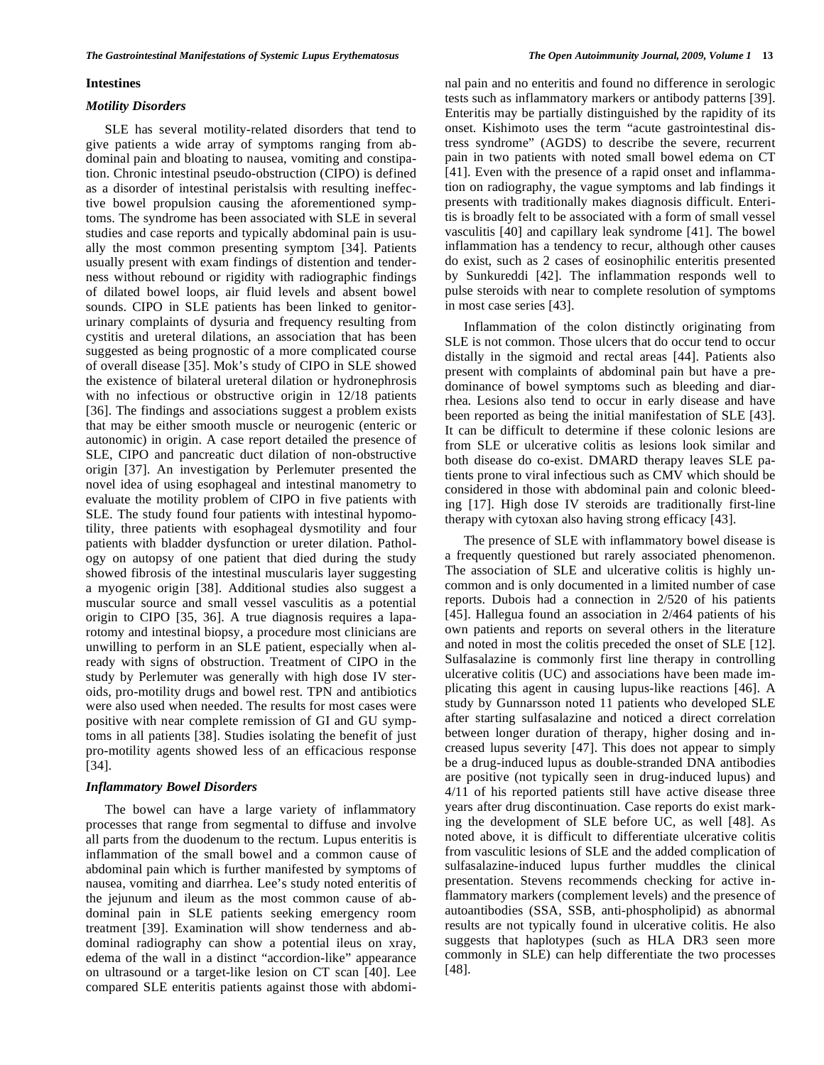### Intestines

#### *Motility Disorders*

SLE has several motility-related disorders that tend to give patients a wide array of symptoms ranging from abdominal pain and bloating to nausea, vomiting and constipation. Chronic intestinal pseudo-obstruction (CIPO) is defined as a disorder of intestinal peristalsis with resulting ineffective bowel propulsion causing the aforementioned symptoms. The syndrome has been associated with SLE in several studies and case reports and typically abdominal pain is usually the most common presenting symptom [34]. Patients usually present with exam findings of distention and tenderness without rebound or rigidity with radiographic findings of dilated bowel loops, air fluid levels and absent bowel sounds. CIPO in SLE patients has been linked to genitorurinary complaints of dysuria and frequency resulting from cystitis and ureteral dilations, an association that has been suggested as being prognostic of a more complicated course of overall disease [35]. Mok's study of CIPO in SLE showed the existence of bilateral ureteral dilation or hydronephrosis with no infectious or obstructive origin in 12/18 patients [36]. The findings and associations suggest a problem exists that may be either smooth muscle or neurogenic (enteric or autonomic) in origin. A case report detailed the presence of SLE, CIPO and pancreatic duct dilation of non-obstructive origin [37]. An investigation by Perlemuter presented the novel idea of using esophageal and intestinal manometry to evaluate the motility problem of CIPO in five patients with SLE. The study found four patients with intestinal hypomotility, three patients with esophageal dysmotility and four patients with bladder dysfunction or ureter dilation. Pathology on autopsy of one patient that died during the study showed fibrosis of the intestinal muscularis layer suggesting a myogenic origin [38]. Additional studies also suggest a muscular source and small vessel vasculitis as a potential origin to CIPO [35, 36]. A true diagnosis requires a laparotomy and intestinal biopsy, a procedure most clinicians are unwilling to perform in an SLE patient, especially when already with signs of obstruction. Treatment of CIPO in the study by Perlemuter was generally with high dose IV steroids, pro-motility drugs and bowel rest. TPN and antibiotics were also used when needed. The results for most cases were positive with near complete remission of GI and GU symptoms in all patients [38]. Studies isolating the benefit of just pro-motility agents showed less of an efficacious response [34].

#### *Inflammatory Bowel Disorders*

The bowel can have a large variety of inflammatory processes that range from segmental to diffuse and involve all parts from the duodenum to the rectum. Lupus enteritis is inflammation of the small bowel and a common cause of abdominal pain which is further manifested by symptoms of nausea, vomiting and diarrhea. Lee's study noted enteritis of the jejunum and ileum as the most common cause of abdominal pain in SLE patients seeking emergency room treatment [39]. Examination will show tenderness and abdominal radiography can show a potential ileus on xray, edema of the wall in a distinct "accordion-like" appearance on ultrasound or a target-like lesion on CT scan [40]. Lee compared SLE enteritis patients against those with abdominal pain and no enteritis and found no difference in serologic tests such as inflammatory markers or antibody patterns [39]. Enteritis may be partially distinguished by the rapidity of its onset. Kishimoto uses the term "acute gastrointestinal distress syndrome" (AGDS) to describe the severe, recurrent pain in two patients with noted small bowel edema on CT [41]. Even with the presence of a rapid onset and inflammation on radiography, the vague symptoms and lab findings it presents with traditionally makes diagnosis difficult. Enteritis is broadly felt to be associated with a form of small vessel vasculitis [40] and capillary leak syndrome [41]. The bowel inflammation has a tendency to recur, although other causes do exist, such as 2 cases of eosinophilic enteritis presented by Sunkureddi [42]. The inflammation responds well to pulse steroids with near to complete resolution of symptoms in most case series [43].

Inflammation of the colon distinctly originating from SLE is not common. Those ulcers that do occur tend to occur distally in the sigmoid and rectal areas [44]. Patients also present with complaints of abdominal pain but have a predominance of bowel symptoms such as bleeding and diarrhea. Lesions also tend to occur in early disease and have been reported as being the initial manifestation of SLE [43]. It can be difficult to determine if these colonic lesions are from SLE or ulcerative colitis as lesions look similar and both disease do co-exist. DMARD therapy leaves SLE patients prone to viral infectious such as CMV which should be considered in those with abdominal pain and colonic bleeding [17]. High dose IV steroids are traditionally first-line therapy with cytoxan also having strong efficacy [43].

The presence of SLE with inflammatory bowel disease is a frequently questioned but rarely associated phenomenon. The association of SLE and ulcerative colitis is highly uncommon and is only documented in a limited number of case reports. Dubois had a connection in 2/520 of his patients [45]. Hallegua found an association in 2/464 patients of his own patients and reports on several others in the literature and noted in most the colitis preceded the onset of SLE [12]. Sulfasalazine is commonly first line therapy in controlling ulcerative colitis (UC) and associations have been made implicating this agent in causing lupus-like reactions [46]. A study by Gunnarsson noted 11 patients who developed SLE after starting sulfasalazine and noticed a direct correlation between longer duration of therapy, higher dosing and increased lupus severity [47]. This does not appear to simply be a drug-induced lupus as double-stranded DNA antibodies are positive (not typically seen in drug-induced lupus) and 4/11 of his reported patients still have active disease three years after drug discontinuation. Case reports do exist marking the development of SLE before UC, as well [48]. As noted above, it is difficult to differentiate ulcerative colitis from vasculitic lesions of SLE and the added complication of sulfasalazine-induced lupus further muddles the clinical presentation. Stevens recommends checking for active inflammatory markers (complement levels) and the presence of autoantibodies (SSA, SSB, anti-phospholipid) as abnormal results are not typically found in ulcerative colitis. He also suggests that haplotypes (such as HLA DR3 seen more commonly in SLE) can help differentiate the two processes [48].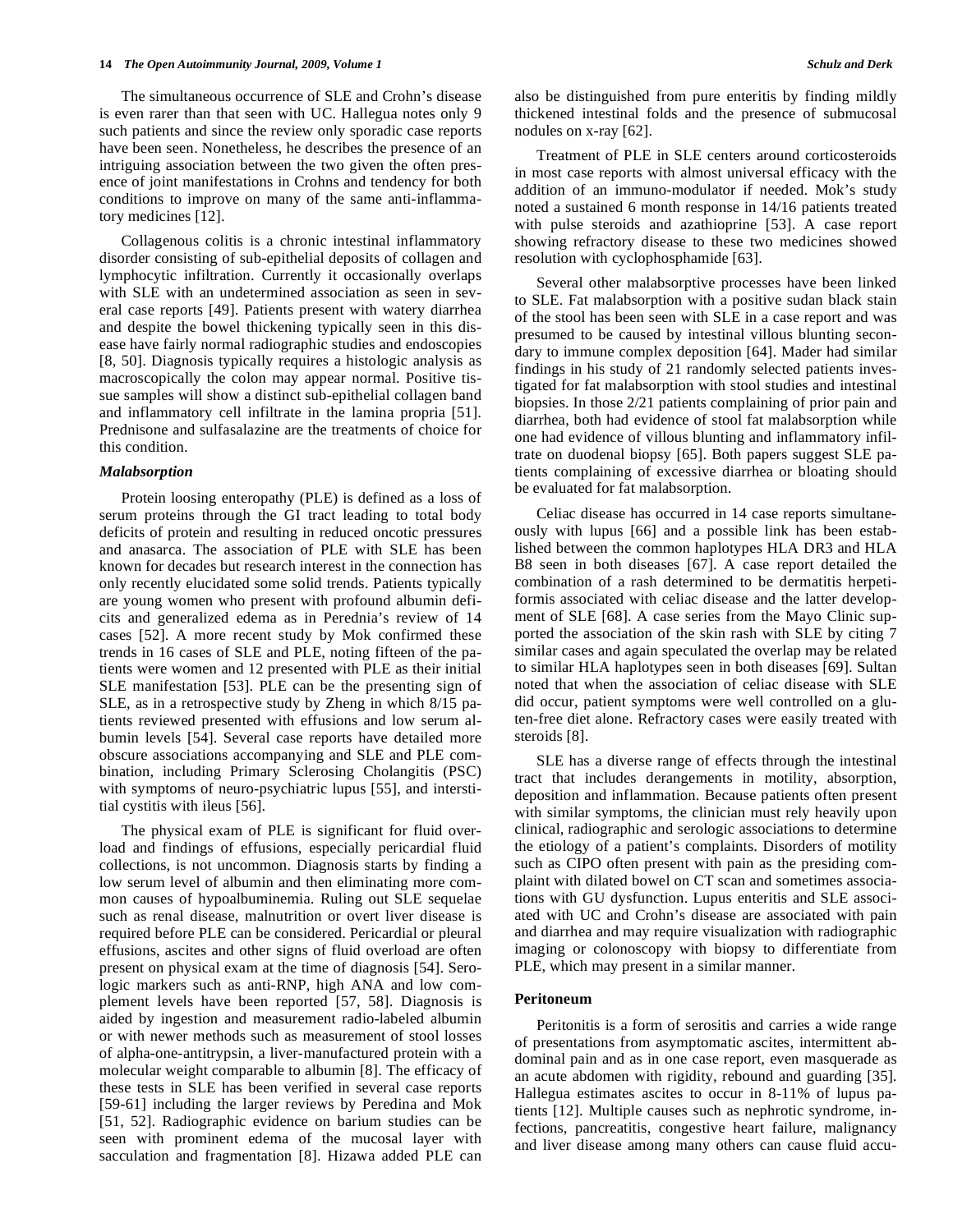The simultaneous occurrence of SLE and Crohn's disease is even rarer than that seen with UC. Hallegua notes only 9 such patients and since the review only sporadic case reports have been seen. Nonetheless, he describes the presence of an intriguing association between the two given the often presence of joint manifestations in Crohns and tendency for both conditions to improve on many of the same anti-inflammatory medicines [12].

Collagenous colitis is a chronic intestinal inflammatory disorder consisting of sub-epithelial deposits of collagen and lymphocytic infiltration. Currently it occasionally overlaps with SLE with an undetermined association as seen in several case reports [49]. Patients present with watery diarrhea and despite the bowel thickening typically seen in this disease have fairly normal radiographic studies and endoscopies [8, 50]. Diagnosis typically requires a histologic analysis as macroscopically the colon may appear normal. Positive tissue samples will show a distinct sub-epithelial collagen band and inflammatory cell infiltrate in the lamina propria [51]. Prednisone and sulfasalazine are the treatments of choice for this condition.

### *Malabsorption*

Protein loosing enteropathy (PLE) is defined as a loss of serum proteins through the GI tract leading to total body deficits of protein and resulting in reduced oncotic pressures and anasarca. The association of PLE with SLE has been known for decades but research interest in the connection has only recently elucidated some solid trends. Patients typically are young women who present with profound albumin deficits and generalized edema as in Perednia's review of 14 cases [52]. A more recent study by Mok confirmed these trends in 16 cases of SLE and PLE, noting fifteen of the patients were women and 12 presented with PLE as their initial SLE manifestation [53]. PLE can be the presenting sign of SLE, as in a retrospective study by Zheng in which 8/15 patients reviewed presented with effusions and low serum albumin levels [54]. Several case reports have detailed more obscure associations accompanying and SLE and PLE combination, including Primary Sclerosing Cholangitis (PSC) with symptoms of neuro-psychiatric lupus [55], and interstitial cystitis with ileus [56].

The physical exam of PLE is significant for fluid overload and findings of effusions, especially pericardial fluid collections, is not uncommon. Diagnosis starts by finding a low serum level of albumin and then eliminating more common causes of hypoalbuminemia. Ruling out SLE sequelae such as renal disease, malnutrition or overt liver disease is required before PLE can be considered. Pericardial or pleural effusions, ascites and other signs of fluid overload are often present on physical exam at the time of diagnosis [54]. Serologic markers such as anti-RNP, high ANA and low complement levels have been reported [57, 58]. Diagnosis is aided by ingestion and measurement radio-labeled albumin or with newer methods such as measurement of stool losses of alpha-one-antitrypsin, a liver-manufactured protein with a molecular weight comparable to albumin [8]. The efficacy of these tests in SLE has been verified in several case reports [59-61] including the larger reviews by Peredina and Mok [51, 52]. Radiographic evidence on barium studies can be seen with prominent edema of the mucosal layer with sacculation and fragmentation [8]. Hizawa added PLE can also be distinguished from pure enteritis by finding mildly thickened intestinal folds and the presence of submucosal nodules on x-ray [62].

Treatment of PLE in SLE centers around corticosteroids in most case reports with almost universal efficacy with the addition of an immuno-modulator if needed. Mok's study noted a sustained 6 month response in 14/16 patients treated with pulse steroids and azathioprine [53]. A case report showing refractory disease to these two medicines showed resolution with cyclophosphamide [63].

Several other malabsorptive processes have been linked to SLE. Fat malabsorption with a positive sudan black stain of the stool has been seen with SLE in a case report and was presumed to be caused by intestinal villous blunting secondary to immune complex deposition [64]. Mader had similar findings in his study of 21 randomly selected patients investigated for fat malabsorption with stool studies and intestinal biopsies. In those 2/21 patients complaining of prior pain and diarrhea, both had evidence of stool fat malabsorption while one had evidence of villous blunting and inflammatory infiltrate on duodenal biopsy [65]. Both papers suggest SLE patients complaining of excessive diarrhea or bloating should be evaluated for fat malabsorption.

Celiac disease has occurred in 14 case reports simultaneously with lupus [66] and a possible link has been established between the common haplotypes HLA DR3 and HLA B8 seen in both diseases [67]. A case report detailed the combination of a rash determined to be dermatitis herpetiformis associated with celiac disease and the latter development of SLE [68]. A case series from the Mayo Clinic supported the association of the skin rash with SLE by citing 7 similar cases and again speculated the overlap may be related to similar HLA haplotypes seen in both diseases [69]. Sultan noted that when the association of celiac disease with SLE did occur, patient symptoms were well controlled on a gluten-free diet alone. Refractory cases were easily treated with steroids [8].

SLE has a diverse range of effects through the intestinal tract that includes derangements in motility, absorption, deposition and inflammation. Because patients often present with similar symptoms, the clinician must rely heavily upon clinical, radiographic and serologic associations to determine the etiology of a patient's complaints. Disorders of motility such as CIPO often present with pain as the presiding complaint with dilated bowel on CT scan and sometimes associations with GU dysfunction. Lupus enteritis and SLE associated with UC and Crohn's disease are associated with pain and diarrhea and may require visualization with radiographic imaging or colonoscopy with biopsy to differentiate from PLE, which may present in a similar manner.

## Peritoneum

Peritonitis is a form of serositis and carries a wide range of presentations from asymptomatic ascites, intermittent abdominal pain and as in one case report, even masquerade as an acute abdomen with rigidity, rebound and guarding [35]. Hallegua estimates ascites to occur in 8-11% of lupus patients [12]. Multiple causes such as nephrotic syndrome, infections, pancreatitis, congestive heart failure, malignancy and liver disease among many others can cause fluid accu-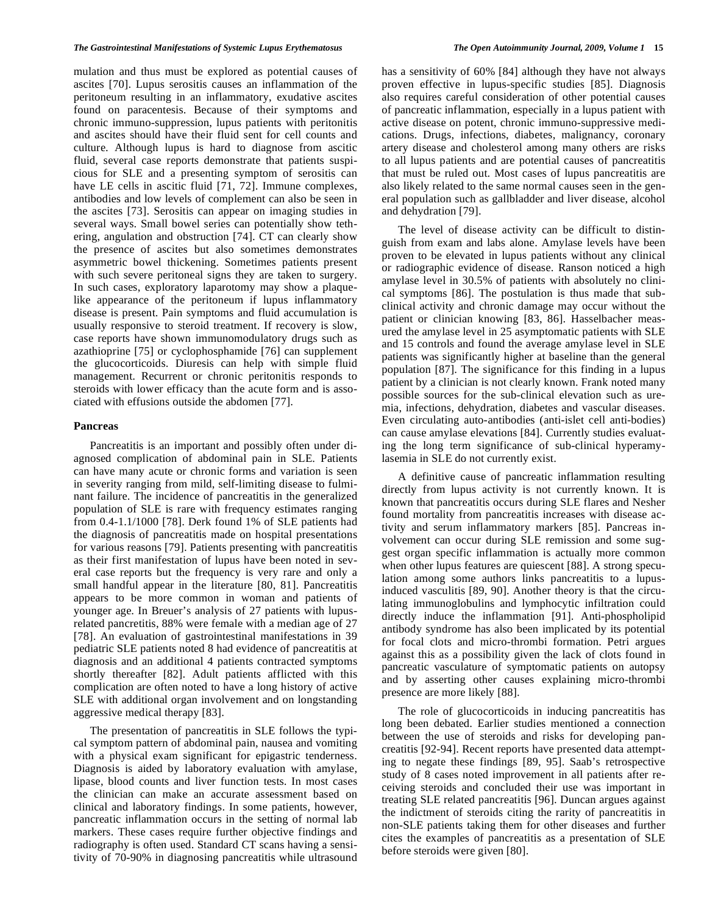mulation and thus must be explored as potential causes of ascites [70]. Lupus serositis causes an inflammation of the peritoneum resulting in an inflammatory, exudative ascites found on paracentesis. Because of their symptoms and chronic immuno-suppression, lupus patients with peritonitis and ascites should have their fluid sent for cell counts and culture. Although lupus is hard to diagnose from ascitic fluid, several case reports demonstrate that patients suspicious for SLE and a presenting symptom of serositis can have LE cells in ascitic fluid [71, 72]. Immune complexes, antibodies and low levels of complement can also be seen in the ascites [73]. Serositis can appear on imaging studies in several ways. Small bowel series can potentially show tethering, angulation and obstruction [74]. CT can clearly show the presence of ascites but also sometimes demonstrates asymmetric bowel thickening. Sometimes patients present with such severe peritoneal signs they are taken to surgery. In such cases, exploratory laparotomy may show a plaque-like appearance of the peritoneum if lupus inflammatory disease is present. Pain symptoms and fluid accumulation is usually responsive to steroid treatment. If recovery is slow, case reports have shown immunomodulatory drugs such as azathioprine [75] or cyclophosphamide [76] can supplement the glucocorticoids. Diuresis can help with simple fluid management. Recurrent or chronic peritonitis responds to steroids with lower efficacy than the acute form and is associated with effusions outside the abdomen [77].

## Pancreas

Pancreatitis is an important and possibly often under diagnosed complication of abdominal pain in SLE. Patients can have many acute or chronic forms and variation is seen in severity ranging from mild, self-limiting disease to fulminant failure. The incidence of pancreatitis in the generalized population of SLE is rare with frequency estimates ranging from 0.4-1.1/1000 [78]. Derk found 1% of SLE patients had the diagnosis of pancreatitis made on hospital presentations for various reasons [79]. Patients presenting with pancreatitis as their first manifestation of lupus have been noted in several case reports but the frequency is very rare and only a small handful appear in the literature [80, 81]. Pancreatitis appears to be more common in woman and patients of younger age. In Breuer's analysis of 27 patients with lupus-related pancretitis, 88% were female with a median age of 27 [78]. An evaluation of gastrointestinal manifestations in 39 pediatric SLE patients noted 8 had evidence of pancreatitis at diagnosis and an additional 4 patients contracted symptoms shortly thereafter [82]. Adult patients afflicted with this complication are often noted to have a long history of active SLE with additional organ involvement and on longstanding aggressive medical therapy [83].

The presentation of pancreatitis in SLE follows the typical symptom pattern of abdominal pain, nausea and vomiting with a physical exam significant for epigastric tenderness. Diagnosis is aided by laboratory evaluation with amylase, lipase, blood counts and liver function tests. In most cases the clinician can make an accurate assessment based on clinical and laboratory findings. In some patients, however, pancreatic inflammation occurs in the setting of normal lab markers. These cases require further objective findings and radiography is often used. Standard CT scans having a sensitivity of 70-90% in diagnosing pancreatitis while ultrasound has a sensitivity of 60% [84] although they have not always proven effective in lupus-specific studies [85]. Diagnosis also requires careful consideration of other potential causes of pancreatic inflammation, especially in a lupus patient with active disease on potent, chronic immuno-suppressive medications. Drugs, infections, diabetes, malignancy, coronary artery disease and cholesterol among many others are risks to all lupus patients and are potential causes of pancreatitis that must be ruled out. Most cases of lupus pancreatitis are also likely related to the same normal causes seen in the general population such as gallbladder and liver disease, alcohol and dehydration [79].

The level of disease activity can be difficult to distinguish from exam and labs alone. Amylase levels have been proven to be elevated in lupus patients without any clinical or radiographic evidence of disease. Ranson noticed a high amylase level in 30.5% of patients with absolutely no clinical symptoms [86]. The postulation is thus made that subclinical activity and chronic damage may occur without the patient or clinician knowing [83, 86]. Hasselbacher measured the amylase level in 25 asymptomatic patients with SLE and 15 controls and found the average amylase level in SLE patients was significantly higher at baseline than the general population [87]. The significance for this finding in a lupus patient by a clinician is not clearly known. Frank noted many possible sources for the sub-clinical elevation such as uremia, infections, dehydration, diabetes and vascular diseases. Even circulating auto-antibodies (anti-islet cell anti-bodies) can cause amylase elevations [84]. Currently studies evaluating the long term significance of sub-clinical hyperamylasemia in SLE do not currently exist.

A definitive cause of pancreatic inflammation resulting directly from lupus activity is not currently known. It is known that pancreatitis occurs during SLE flares and Nesher found mortality from pancreatitis increases with disease activity and serum inflammatory markers [85]. Pancreas involvement can occur during SLE remission and some suggest organ specific inflammation is actually more common when other lupus features are quiescent [88]. A strong speculation among some authors links pancreatitis to a lupus-induced vasculitis [89, 90]. Another theory is that the circulating immunoglobulins and lymphocytic infiltration could directly induce the inflammation [91]. Anti-phospholipid antibody syndrome has also been implicated by its potential for focal clots and micro-thrombi formation. Petri argues against this as a possibility given the lack of clots found in pancreatic vasculature of symptomatic patients on autopsy and by asserting other causes explaining micro-thrombi presence are more likely [88].

The role of glucocorticoids in inducing pancreatitis has long been debated. Earlier studies mentioned a connection between the use of steroids and risks for developing pancreatitis [92-94]. Recent reports have presented data attempting to negate these findings [89, 95]. Saab's retrospective study of 8 cases noted improvement in all patients after receiving steroids and concluded their use was important in treating SLE related pancreatitis [96]. Duncan argues against the indictment of steroids citing the rarity of pancreatitis in non-SLE patients taking them for other diseases and further cites the examples of pancreatitis as a presentation of SLE before steroids were given [80].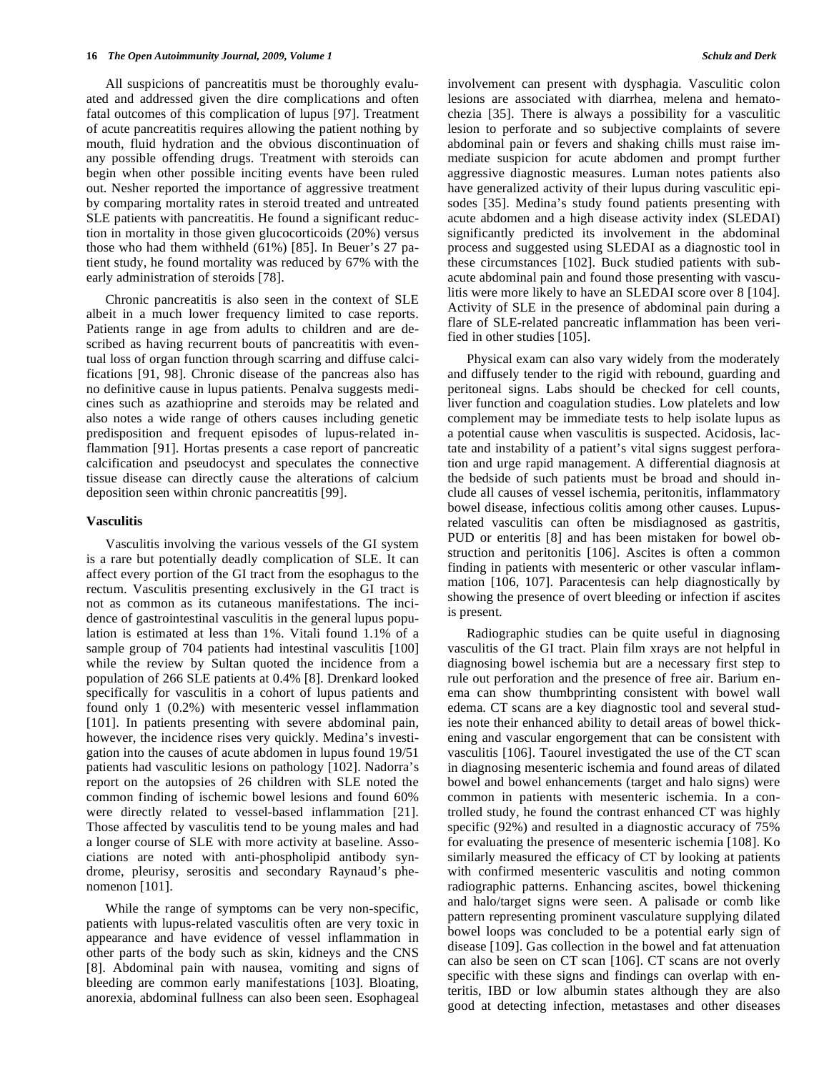All suspicions of pancreatitis must be thoroughly evaluated and addressed given the dire complications and often fatal outcomes of this complication of lupus [97]. Treatment of acute pancreatitis requires allowing the patient nothing by mouth, fluid hydration and the obvious discontinuation of any possible offending drugs. Treatment with steroids can begin when other possible inciting events have been ruled out. Nesher reported the importance of aggressive treatment by comparing mortality rates in steroid treated and untreated SLE patients with pancreatitis. He found a significant reduction in mortality in those given glucocorticoids (20%) versus those who had them withheld (61%) [85]. In Beuer's 27 patient study, he found mortality was reduced by 67% with the early administration of steroids [78].

Chronic pancreatitis is also seen in the context of SLE albeit in a much lower frequency limited to case reports. Patients range in age from adults to children and are described as having recurrent bouts of pancreatitis with eventual loss of organ function through scarring and diffuse calcifications [91, 98]. Chronic disease of the pancreas also has no definitive cause in lupus patients. Penalva suggests medicines such as azathioprine and steroids may be related and also notes a wide range of others causes including genetic predisposition and frequent episodes of lupus-related inflammation [91]. Hortas presents a case report of pancreatic calcification and pseudocyst and speculates the connective tissue disease can directly cause the alterations of calcium deposition seen within chronic pancreatitis [99].

### Vasculitis

Vasculitis involving the various vessels of the GI system is a rare but potentially deadly complication of SLE. It can affect every portion of the GI tract from the esophagus to the rectum. Vasculitis presenting exclusively in the GI tract is not as common as its cutaneous manifestations. The incidence of gastrointestinal vasculitis in the general lupus population is estimated at less than 1%. Vitali found 1.1% of a sample group of 704 patients had intestinal vasculitis [100] while the review by Sultan quoted the incidence from a population of 266 SLE patients at 0.4% [8]. Drenkard looked specifically for vasculitis in a cohort of lupus patients and found only 1 (0.2%) with mesenteric vessel inflammation [101]. In patients presenting with severe abdominal pain, however, the incidence rises very quickly. Medina's investigation into the causes of acute abdomen in lupus found 19/51 patients had vasculitic lesions on pathology [102]. Nadorra's report on the autopsies of 26 children with SLE noted the common finding of ischemic bowel lesions and found 60% were directly related to vessel-based inflammation [21]. Those affected by vasculitis tend to be young males and had a longer course of SLE with more activity at baseline. Associations are noted with anti-phospholipid antibody syndrome, pleurisy, serositis and secondary Raynaud's phenomenon [101].

While the range of symptoms can be very non-specific, patients with lupus-related vasculitis often are very toxic in appearance and have evidence of vessel inflammation in other parts of the body such as skin, kidneys and the CNS [8]. Abdominal pain with nausea, vomiting and signs of bleeding are common early manifestations [103]. Bloating, anorexia, abdominal fullness can also been seen. Esophageal involvement can present with dysphagia. Vasculitic colon lesions are associated with diarrhea, melena and hematochezia [35]. There is always a possibility for a vasculitic lesion to perforate and so subjective complaints of severe abdominal pain or fevers and shaking chills must raise immediate suspicion for acute abdomen and prompt further aggressive diagnostic measures. Luman notes patients also have generalized activity of their lupus during vasculitic episodes [35]. Medina's study found patients presenting with acute abdomen and a high disease activity index (SLEDAI) significantly predicted its involvement in the abdominal process and suggested using SLEDAI as a diagnostic tool in these circumstances [102]. Buck studied patients with subacute abdominal pain and found those presenting with vasculitis were more likely to have an SLEDAI score over 8 [104]. Activity of SLE in the presence of abdominal pain during a flare of SLE-related pancreatic inflammation has been verified in other studies [105].

Physical exam can also vary widely from the moderately and diffusely tender to the rigid with rebound, guarding and peritoneal signs. Labs should be checked for cell counts, liver function and coagulation studies. Low platelets and low complement may be immediate tests to help isolate lupus as a potential cause when vasculitis is suspected. Acidosis, lactate and instability of a patient's vital signs suggest perforation and urge rapid management. A differential diagnosis at the bedside of such patients must be broad and should include all causes of vessel ischemia, peritonitis, inflammatory bowel disease, infectious colitis among other causes. Lupus-related vasculitis can often be misdiagnosed as gastritis, PUD or enteritis [8] and has been mistaken for bowel obstruction and peritonitis [106]. Ascites is often a common finding in patients with mesenteric or other vascular inflammation [106, 107]. Paracentesis can help diagnostically by showing the presence of overt bleeding or infection if ascites is present.

Radiographic studies can be quite useful in diagnosing vasculitis of the GI tract. Plain film xrays are not helpful in diagnosing bowel ischemia but are a necessary first step to rule out perforation and the presence of free air. Barium enema can show thumbprinting consistent with bowel wall edema. CT scans are a key diagnostic tool and several studies note their enhanced ability to detail areas of bowel thickening and vascular engorgement that can be consistent with vasculitis [106]. Taourel investigated the use of the CT scan in diagnosing mesenteric ischemia and found areas of dilated bowel and bowel enhancements (target and halo signs) were common in patients with mesenteric ischemia. In a controlled study, he found the contrast enhanced CT was highly specific (92%) and resulted in a diagnostic accuracy of 75% for evaluating the presence of mesenteric ischemia [108]. Ko similarly measured the efficacy of CT by looking at patients with confirmed mesenteric vasculitis and noting common radiographic patterns. Enhancing ascites, bowel thickening and halo/target signs were seen. A palisade or comb like pattern representing prominent vasculature supplying dilated bowel loops was concluded to be a potential early sign of disease [109]. Gas collection in the bowel and fat attenuation can also be seen on CT scan [106]. CT scans are not overly specific with these signs and findings can overlap with enteritis, IBD or low albumin states although they are also good at detecting infection, metastases and other diseases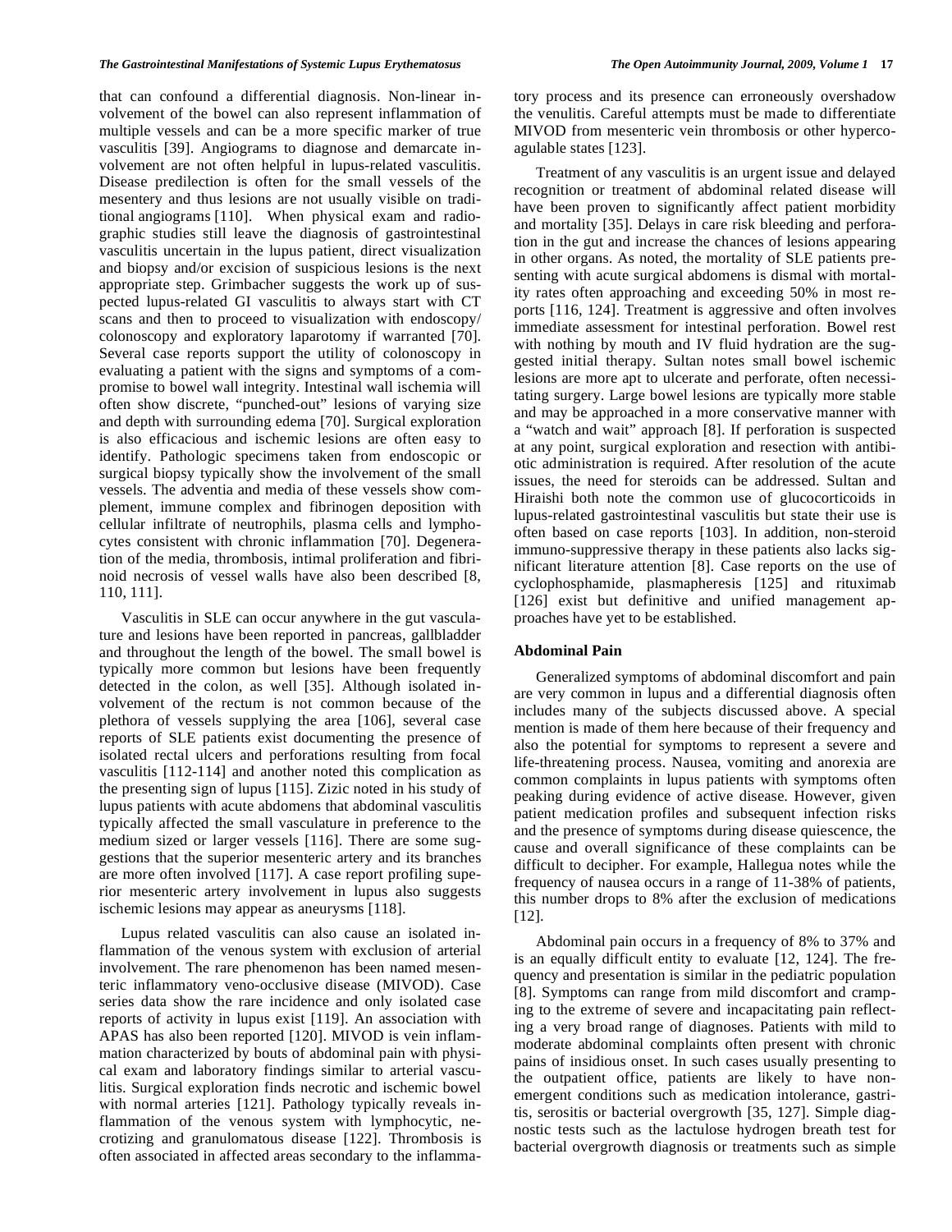that can confound a differential diagnosis. Non-linear involvement of the bowel can also represent inflammation of multiple vessels and can be a more specific marker of true vasculitis [39]. Angiograms to diagnose and demarcate involvement are not often helpful in lupus-related vasculitis. Disease predilection is often for the small vessels of the mesentery and thus lesions are not usually visible on traditional angiograms [110]. When physical exam and radiographic studies still leave the diagnosis of gastrointestinal vasculitis uncertain in the lupus patient, direct visualization and biopsy and/or excision of suspicious lesions is the next appropriate step. Grimbacher suggests the work up of suspected lupus-related GI vasculitis to always start with CT scans and then to proceed to visualization with endoscopy/colonoscopy and exploratory laparotomy if warranted [70]. Several case reports support the utility of colonoscopy in evaluating a patient with the signs and symptoms of a compromise to bowel wall integrity. Intestinal wall ischemia will often show discrete, "punched-out" lesions of varying size and depth with surrounding edema [70]. Surgical exploration is also efficacious and ischemic lesions are often easy to identify. Pathologic specimens taken from endoscopic or surgical biopsy typically show the involvement of the small vessels. The adventia and media of these vessels show complement, immune complex and fibrinogen deposition with cellular infiltrate of neutrophils, plasma cells and lymphocytes consistent with chronic inflammation [70]. Degeneration of the media, thrombosis, intimal proliferation and fibrinoid necrosis of vessel walls have also been described [8, 110, 111].

Vasculitis in SLE can occur anywhere in the gut vasculature and lesions have been reported in pancreas, gallbladder and throughout the length of the bowel. The small bowel is typically more common but lesions have been frequently detected in the colon, as well [35]. Although isolated involvement of the rectum is not common because of the plethora of vessels supplying the area [106], several case reports of SLE patients exist documenting the presence of isolated rectal ulcers and perforations resulting from focal vasculitis [112-114] and another noted this complication as the presenting sign of lupus [115]. Zizic noted in his study of lupus patients with acute abdomens that abdominal vasculitis typically affected the small vasculature in preference to the medium sized or larger vessels [116]. There are some suggestions that the superior mesenteric artery and its branches are more often involved [117]. A case report profiling superior mesenteric artery involvement in lupus also suggests ischemic lesions may appear as aneurysms [118].

Lupus related vasculitis can also cause an isolated inflammation of the venous system with exclusion of arterial involvement. The rare phenomenon has been named mesenteric inflammatory veno-occlusive disease (MIVOD). Case series data show the rare incidence and only isolated case reports of activity in lupus exist [119]. An association with APAS has also been reported [120]. MIVOD is vein inflammation characterized by bouts of abdominal pain with physical exam and laboratory findings similar to arterial vasculitis. Surgical exploration finds necrotic and ischemic bowel with normal arteries [121]. Pathology typically reveals inflammation of the venous system with lymphocytic, necrotizing and granulomatous disease [122]. Thrombosis is often associated in affected areas secondary to the inflammatory process and its presence can erroneously overshadow the venulitis. Careful attempts must be made to differentiate MIVOD from mesenteric vein thrombosis or other hypercoagulable states [123].

Treatment of any vasculitis is an urgent issue and delayed recognition or treatment of abdominal related disease will have been proven to significantly affect patient morbidity and mortality [35]. Delays in care risk bleeding and perforation in the gut and increase the chances of lesions appearing in other organs. As noted, the mortality of SLE patients presenting with acute surgical abdomens is dismal with mortality rates often approaching and exceeding 50% in most reports [116, 124]. Treatment is aggressive and often involves immediate assessment for intestinal perforation. Bowel rest with nothing by mouth and IV fluid hydration are the suggested initial therapy. Sultan notes small bowel ischemic lesions are more apt to ulcerate and perforate, often necessitating surgery. Large bowel lesions are typically more stable and may be approached in a more conservative manner with a "watch and wait" approach [8]. If perforation is suspected at any point, surgical exploration and resection with antibiotic administration is required. After resolution of the acute issues, the need for steroids can be addressed. Sultan and Hiraishi both note the common use of glucocorticoids in lupus-related gastrointestinal vasculitis but state their use is often based on case reports [103]. In addition, non-steroid immuno-suppressive therapy in these patients also lacks significant literature attention [8]. Case reports on the use of cyclophosphamide, plasmapheresis [125] and rituximab [126] exist but definitive and unified management approaches have yet to be established.

### Abdominal Pain

Generalized symptoms of abdominal discomfort and pain are very common in lupus and a differential diagnosis often includes many of the subjects discussed above. A special mention is made of them here because of their frequency and also the potential for symptoms to represent a severe and life-threatening process. Nausea, vomiting and anorexia are common complaints in lupus patients with symptoms often peaking during evidence of active disease. However, given patient medication profiles and subsequent infection risks and the presence of symptoms during disease quiescence, the cause and overall significance of these complaints can be difficult to decipher. For example, Hallegua notes while the frequency of nausea occurs in a range of 11-38% of patients, this number drops to 8% after the exclusion of medications [12].

Abdominal pain occurs in a frequency of 8% to 37% and is an equally difficult entity to evaluate [12, 124]. The frequency and presentation is similar in the pediatric population [8]. Symptoms can range from mild discomfort and cramping to the extreme of severe and incapacitating pain reflecting a very broad range of diagnoses. Patients with mild to moderate abdominal complaints often present with chronic pains of insidious onset. In such cases usually presenting to the outpatient office, patients are likely to have non-emergent conditions such as medication intolerance, gastritis, serositis or bacterial overgrowth [35, 127]. Simple diagnostic tests such as the lactulose hydrogen breath test for bacterial overgrowth diagnosis or treatments such as simple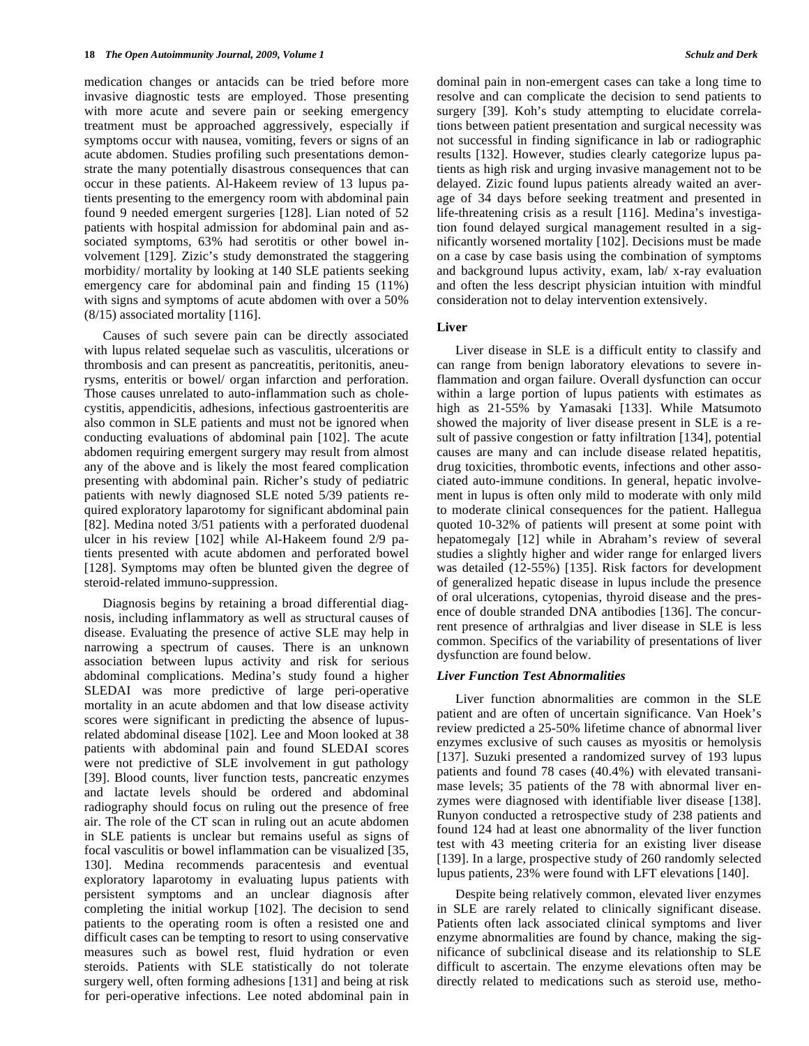medication changes or antacids can be tried before more invasive diagnostic tests are employed. Those presenting with more acute and severe pain or seeking emergency treatment must be approached aggressively, especially if symptoms occur with nausea, vomiting, fevers or signs of an acute abdomen. Studies profiling such presentations demonstrate the many potentially disastrous consequences that can occur in these patients. Al-Hakeem review of 13 lupus patients presenting to the emergency room with abdominal pain found 9 needed emergent surgeries [128]. Lian noted of 52 patients with hospital admission for abdominal pain and associated symptoms, 63% had serotitis or other bowel involvement [129]. Zizic's study demonstrated the staggering morbidity/ mortality by looking at 140 SLE patients seeking emergency care for abdominal pain and finding 15 (11%) with signs and symptoms of acute abdomen with over a 50% (8/15) associated mortality [116].

Causes of such severe pain can be directly associated with lupus related sequelae such as vasculitis, ulcerations or thrombosis and can present as pancreatitis, peritonitis, aneurysms, enteritis or bowel/ organ infarction and perforation. Those causes unrelated to auto-inflammation such as cholecystitis, appendicitis, adhesions, infectious gastroenteritis are also common in SLE patients and must not be ignored when conducting evaluations of abdominal pain [102]. The acute abdomen requiring emergent surgery may result from almost any of the above and is likely the most feared complication presenting with abdominal pain. Richer's study of pediatric patients with newly diagnosed SLE noted 5/39 patients required exploratory laparotomy for significant abdominal pain [82]. Medina noted 3/51 patients with a perforated duodenal ulcer in his review [102] while Al-Hakeem found 2/9 patients presented with acute abdomen and perforated bowel [128]. Symptoms may often be blunted given the degree of steroid-related immuno-suppression.

Diagnosis begins by retaining a broad differential diagnosis, including inflammatory as well as structural causes of disease. Evaluating the presence of active SLE may help in narrowing a spectrum of causes. There is an unknown association between lupus activity and risk for serious abdominal complications. Medina's study found a higher SLEDAI was more predictive of large peri-operative mortality in an acute abdomen and that low disease activity scores were significant in predicting the absence of lupus-related abdominal disease [102]. Lee and Moon looked at 38 patients with abdominal pain and found SLEDAI scores were not predictive of SLE involvement in gut pathology [39]. Blood counts, liver function tests, pancreatic enzymes and lactate levels should be ordered and abdominal radiography should focus on ruling out the presence of free air. The role of the CT scan in ruling out an acute abdomen in SLE patients is unclear but remains useful as signs of focal vasculitis or bowel inflammation can be visualized [35, 130]. Medina recommends paracentesis and eventual exploratory laparotomy in evaluating lupus patients with persistent symptoms and an unclear diagnosis after completing the initial workup [102]. The decision to send patients to the operating room is often a resisted one and difficult cases can be tempting to resort to using conservative measures such as bowel rest, fluid hydration or even steroids. Patients with SLE statistically do not tolerate surgery well, often forming adhesions [131] and being at risk for peri-operative infections. Lee noted abdominal pain in dominal pain in non-emergent cases can take a long time to resolve and can complicate the decision to send patients to surgery [39]. Koh's study attempting to elucidate correlations between patient presentation and surgical necessity was not successful in finding significance in lab or radiographic results [132]. However, studies clearly categorize lupus patients as high risk and urging invasive management not to be delayed. Zizic found lupus patients already waited an average of 34 days before seeking treatment and presented in life-threatening crisis as a result [116]. Medina's investigation found delayed surgical management resulted in a significantly worsened mortality [102]. Decisions must be made on a case by case basis using the combination of symptoms and background lupus activity, exam, lab/ x-ray evaluation and often the less descript physician intuition with mindful consideration not to delay intervention extensively.

## Liver

Liver disease in SLE is a difficult entity to classify and can range from benign laboratory elevations to severe inflammation and organ failure. Overall dysfunction can occur within a large portion of lupus patients with estimates as high as 21-55% by Yamasaki [133]. While Matsumoto showed the majority of liver disease present in SLE is a result of passive congestion or fatty infiltration [134], potential causes are many and can include disease related hepatitis, drug toxicities, thrombotic events, infections and other associated auto-immune conditions. In general, hepatic involvement in lupus is often only mild to moderate with only mild to moderate clinical consequences for the patient. Hallegua quoted 10-32% of patients will present at some point with hepatomegaly [12] while in Abraham's review of several studies a slightly higher and wider range for enlarged livers was detailed (12-55%) [135]. Risk factors for development of generalized hepatic disease in lupus include the presence of oral ulcerations, cytopenias, thyroid disease and the presence of double stranded DNA antibodies [136]. The concurrent presence of arthralgias and liver disease in SLE is less common. Specifics of the variability of presentations of liver dysfunction are found below.

### *Liver Function Test Abnormalities*

Liver function abnormalities are common in the SLE patient and are often of uncertain significance. Van Hoek's review predicted a 25-50% lifetime chance of abnormal liver enzymes exclusive of such causes as myositis or hemolysis [137]. Suzuki presented a randomized survey of 193 lupus patients and found 78 cases (40.4%) with elevated transanimase levels; 35 patients of the 78 with abnormal liver enzymes were diagnosed with identifiable liver disease [138]. Runyon conducted a retrospective study of 238 patients and found 124 had at least one abnormality of the liver function test with 43 meeting criteria for an existing liver disease [139]. In a large, prospective study of 260 randomly selected lupus patients, 23% were found with LFT elevations [140].

Despite being relatively common, elevated liver enzymes in SLE are rarely related to clinically significant disease. Patients often lack associated clinical symptoms and liver enzyme abnormalities are found by chance, making the significance of subclinical disease and its relationship to SLE difficult to ascertain. The enzyme elevations often may be directly related to medications such as steroid use, metho-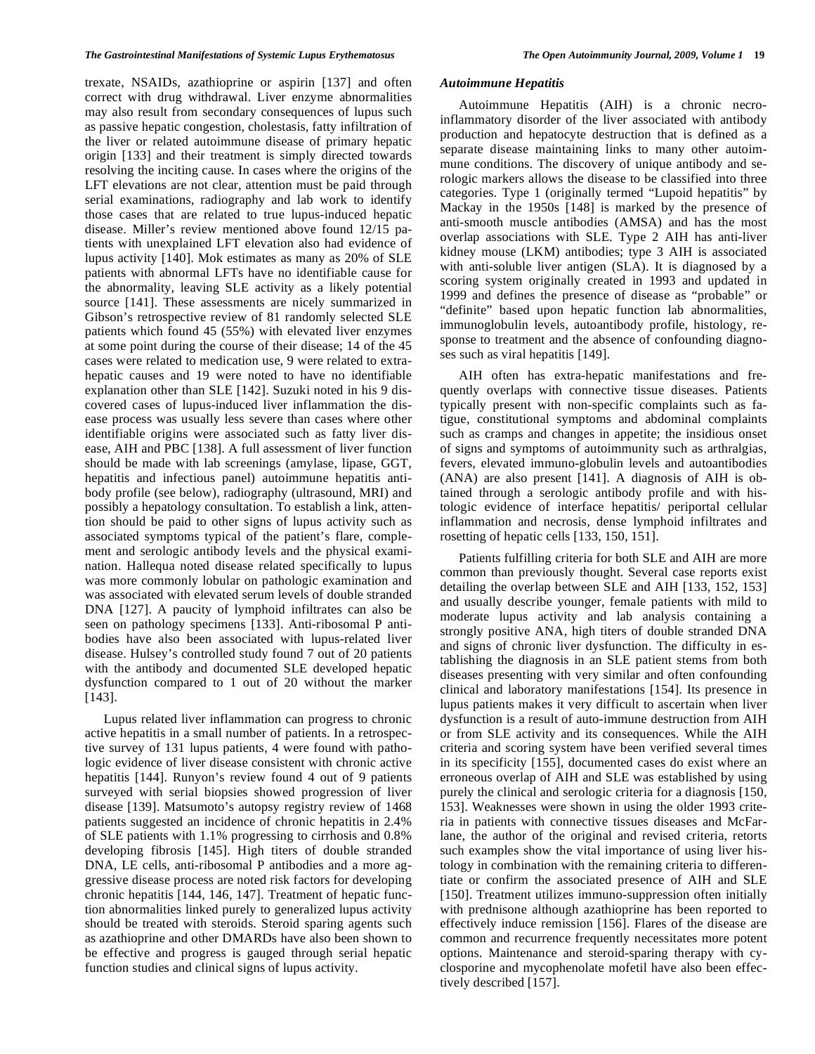trexate, NSAIDs, azathioprine or aspirin [137] and often correct with drug withdrawal. Liver enzyme abnormalities may also result from secondary consequences of lupus such as passive hepatic congestion, cholestasis, fatty infiltration of the liver or related autoimmune disease of primary hepatic origin [133] and their treatment is simply directed towards resolving the inciting cause. In cases where the origins of the LFT elevations are not clear, attention must be paid through serial examinations, radiography and lab work to identify those cases that are related to true lupus-induced hepatic disease. Miller's review mentioned above found 12/15 patients with unexplained LFT elevation also had evidence of lupus activity [140]. Mok estimates as many as 20% of SLE patients with abnormal LFTs have no identifiable cause for the abnormality, leaving SLE activity as a likely potential source [141]. These assessments are nicely summarized in Gibson's retrospective review of 81 randomly selected SLE patients which found 45 (55%) with elevated liver enzymes at some point during the course of their disease; 14 of the 45 cases were related to medication use, 9 were related to extra-hepatic causes and 19 were noted to have no identifiable explanation other than SLE [142]. Suzuki noted in his 9 discovered cases of lupus-induced liver inflammation the disease process was usually less severe than cases where other identifiable origins were associated such as fatty liver disease, AIH and PBC [138]. A full assessment of liver function should be made with lab screenings (amylase, lipase, GGT, hepatitis and infectious panel) autoimmune hepatitis antibody profile (see below), radiography (ultrasound, MRI) and possibly a hepatology consultation. To establish a link, attention should be paid to other signs of lupus activity such as associated symptoms typical of the patient's flare, complement and serologic antibody levels and the physical examination. Hallequa noted disease related specifically to lupus was more commonly lobular on pathologic examination and was associated with elevated serum levels of double stranded DNA [127]. A paucity of lymphoid infiltrates can also be seen on pathology specimens [133]. Anti-ribosomal P antibodies have also been associated with lupus-related liver disease. Hulsey's controlled study found 7 out of 20 patients with the antibody and documented SLE developed hepatic dysfunction compared to 1 out of 20 without the marker [143].

Lupus related liver inflammation can progress to chronic active hepatitis in a small number of patients. In a retrospective survey of 131 lupus patients, 4 were found with pathologic evidence of liver disease consistent with chronic active hepatitis [144]. Runyon's review found 4 out of 9 patients surveyed with serial biopsies showed progression of liver disease [139]. Matsumoto's autopsy registry review of 1468 patients suggested an incidence of chronic hepatitis in 2.4% of SLE patients with 1.1% progressing to cirrhosis and 0.8% developing fibrosis [145]. High titers of double stranded DNA, LE cells, anti-ribosomal P antibodies and a more aggressive disease process are noted risk factors for developing chronic hepatitis [144, 146, 147]. Treatment of hepatic function abnormalities linked purely to generalized lupus activity should be treated with steroids. Steroid sparing agents such as azathioprine and other DMARDs have also been shown to be effective and progress is gauged through serial hepatic function studies and clinical signs of lupus activity.

### *Autoimmune Hepatitis*

Autoimmune Hepatitis (AIH) is a chronic necro-inflammatory disorder of the liver associated with antibody production and hepatocyte destruction that is defined as a separate disease maintaining links to many other autoimmune conditions. The discovery of unique antibody and serologic markers allows the disease to be classified into three categories. Type 1 (originally termed "Lupoid hepatitis" by Mackay in the 1950s [148] is marked by the presence of anti-smooth muscle antibodies (AMSA) and has the most overlap associations with SLE. Type 2 AIH has anti-liver kidney mouse (LKM) antibodies; type 3 AIH is associated with anti-soluble liver antigen (SLA). It is diagnosed by a scoring system originally created in 1993 and updated in 1999 and defines the presence of disease as "probable" or "definite" based upon hepatic function lab abnormalities, immunoglobulin levels, autoantibody profile, histology, response to treatment and the absence of confounding diagnoses such as viral hepatitis [149].

AIH often has extra-hepatic manifestations and frequently overlaps with connective tissue diseases. Patients typically present with non-specific complaints such as fatigue, constitutional symptoms and abdominal complaints such as cramps and changes in appetite; the insidious onset of signs and symptoms of autoimmunity such as arthralgias, fevers, elevated immuno-globulin levels and autoantibodies (ANA) are also present [141]. A diagnosis of AIH is obtained through a serologic antibody profile and with histologic evidence of interface hepatitis/ periportal cellular inflammation and necrosis, dense lymphoid infiltrates and rosetting of hepatic cells [133, 150, 151].

Patients fulfilling criteria for both SLE and AIH are more common than previously thought. Several case reports exist detailing the overlap between SLE and AIH [133, 152, 153] and usually describe younger, female patients with mild to moderate lupus activity and lab analysis containing a strongly positive ANA, high titers of double stranded DNA and signs of chronic liver dysfunction. The difficulty in establishing the diagnosis in an SLE patient stems from both diseases presenting with very similar and often confounding clinical and laboratory manifestations [154]. Its presence in lupus patients makes it very difficult to ascertain when liver dysfunction is a result of auto-immune destruction from AIH or from SLE activity and its consequences. While the AIH criteria and scoring system have been verified several times in its specificity [155], documented cases do exist where an erroneous overlap of AIH and SLE was established by using purely the clinical and serologic criteria for a diagnosis [150, 153]. Weaknesses were shown in using the older 1993 criteria in patients with connective tissues diseases and McFarlane, the author of the original and revised criteria, retorts such examples show the vital importance of using liver histology in combination with the remaining criteria to differentiate or confirm the associated presence of AIH and SLE [150]. Treatment utilizes immuno-suppression often initially with prednisone although azathioprine has been reported to effectively induce remission [156]. Flares of the disease are common and recurrence frequently necessitates more potent options. Maintenance and steroid-sparing therapy with cyclosporine and mycophenolate mofetil have also been effectively described [157].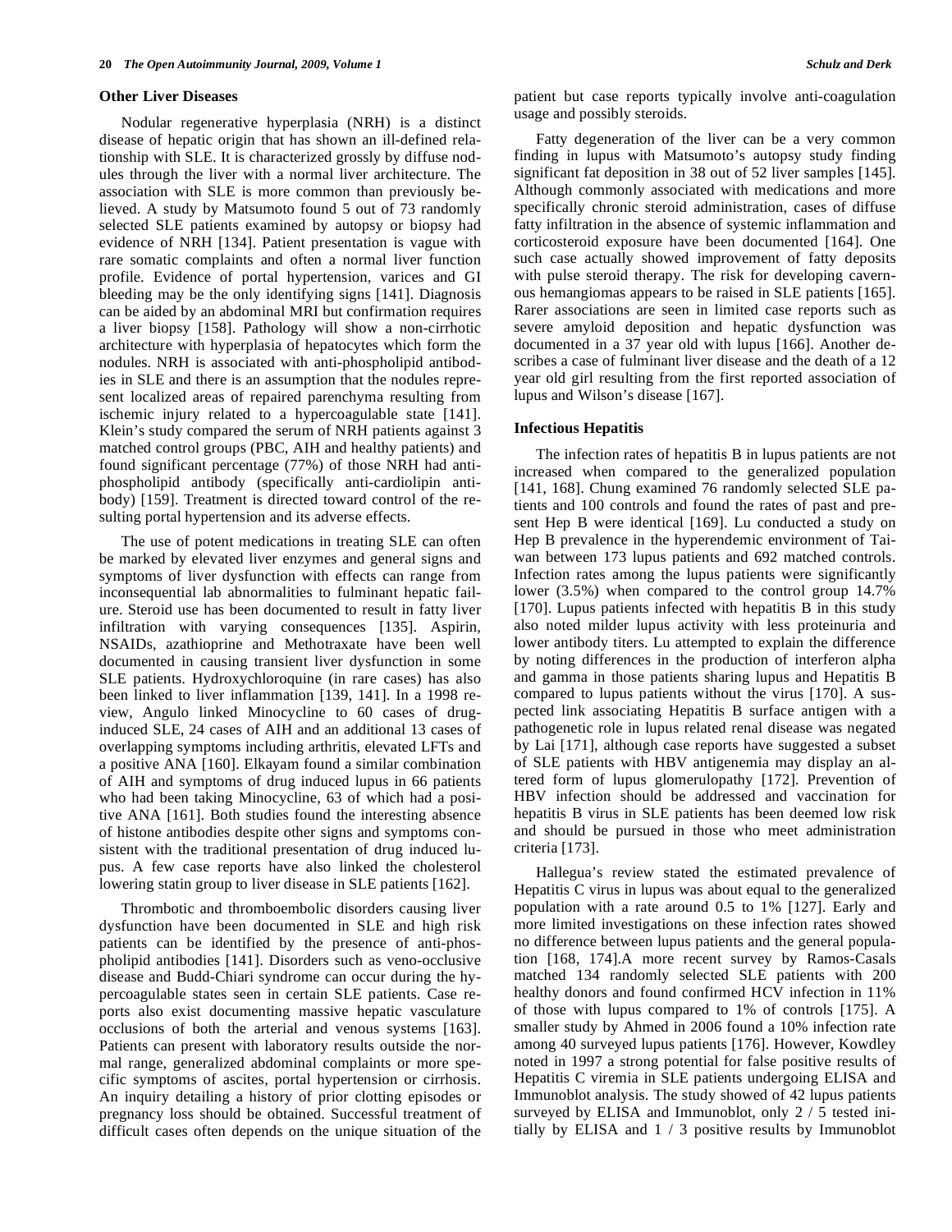### Other Liver Diseases

Nodular regenerative hyperplasia (NRH) is a distinct disease of hepatic origin that has shown an ill-defined relationship with SLE. It is characterized grossly by diffuse nodules through the liver with a normal liver architecture. The association with SLE is more common than previously believed. A study by Matsumoto found 5 out of 73 randomly selected SLE patients examined by autopsy or biopsy had evidence of NRH [134]. Patient presentation is vague with rare somatic complaints and often a normal liver function profile. Evidence of portal hypertension, varices and GI bleeding may be the only identifying signs [141]. Diagnosis can be aided by an abdominal MRI but confirmation requires a liver biopsy [158]. Pathology will show a non-cirrhotic architecture with hyperplasia of hepatocytes which form the nodules. NRH is associated with anti-phospholipid antibodies in SLE and there is an assumption that the nodules represent localized areas of repaired parenchyma resulting from ischemic injury related to a hypercoagulable state [141]. Klein's study compared the serum of NRH patients against 3 matched control groups (PBC, AIH and healthy patients) and found significant percentage (77%) of those NRH had anti-phospholipid antibody (specifically anti-cardiolipin antibody) [159]. Treatment is directed toward control of the resulting portal hypertension and its adverse effects.

The use of potent medications in treating SLE can often be marked by elevated liver enzymes and general signs and symptoms of liver dysfunction with effects can range from inconsequential lab abnormalities to fulminant hepatic failure. Steroid use has been documented to result in fatty liver infiltration with varying consequences [135]. Aspirin, NSAIDs, azathioprine and Methotraxate have been well documented in causing transient liver dysfunction in some SLE patients. Hydroxychloroquine (in rare cases) has also been linked to liver inflammation [139, 141]. In a 1998 review, Angulo linked Minocycline to 60 cases of drug-induced SLE, 24 cases of AIH and an additional 13 cases of overlapping symptoms including arthritis, elevated LFTs and a positive ANA [160]. Elkayam found a similar combination of AIH and symptoms of drug induced lupus in 66 patients who had been taking Minocycline, 63 of which had a positive ANA [161]. Both studies found the interesting absence of histone antibodies despite other signs and symptoms consistent with the traditional presentation of drug induced lupus. A few case reports have also linked the cholesterol lowering statin group to liver disease in SLE patients [162].

Thrombotic and thromboembolic disorders causing liver dysfunction have been documented in SLE and high risk patients can be identified by the presence of anti-phospholipid antibodies [141]. Disorders such as veno-occlusive disease and Budd-Chiari syndrome can occur during the hypercoagulable states seen in certain SLE patients. Case reports also exist documenting massive hepatic vasculature occlusions of both the arterial and venous systems [163]. Patients can present with laboratory results outside the normal range, generalized abdominal complaints or more specific symptoms of ascites, portal hypertension or cirrhosis. An inquiry detailing a history of prior clotting episodes or pregnancy loss should be obtained. Successful treatment of difficult cases often depends on the unique situation of the patient but case reports typically involve anti-coagulation usage and possibly steroids.

Fatty degeneration of the liver can be a very common finding in lupus with Matsumoto's autopsy study finding significant fat deposition in 38 out of 52 liver samples [145]. Although commonly associated with medications and more specifically chronic steroid administration, cases of diffuse fatty infiltration in the absence of systemic inflammation and corticosteroid exposure have been documented [164]. One such case actually showed improvement of fatty deposits with pulse steroid therapy. The risk for developing cavernous hemangiomas appears to be raised in SLE patients [165]. Rarer associations are seen in limited case reports such as severe amyloid deposition and hepatic dysfunction was documented in a 37 year old with lupus [166]. Another describes a case of fulminant liver disease and the death of a 12 year old girl resulting from the first reported association of lupus and Wilson's disease [167].

### Infectious Hepatitis

The infection rates of hepatitis B in lupus patients are not increased when compared to the generalized population [141, 168]. Chung examined 76 randomly selected SLE patients and 100 controls and found the rates of past and present Hep B were identical [169]. Lu conducted a study on Hep B prevalence in the hyperendemic environment of Taiwan between 173 lupus patients and 692 matched controls. Infection rates among the lupus patients were significantly lower (3.5%) when compared to the control group 14.7% [170]. Lupus patients infected with hepatitis B in this study also noted milder lupus activity with less proteinuria and lower antibody titers. Lu attempted to explain the difference by noting differences in the production of interferon alpha and gamma in those patients sharing lupus and Hepatitis B compared to lupus patients without the virus [170]. A suspected link associating Hepatitis B surface antigen with a pathogenetic role in lupus related renal disease was negated by Lai [171], although case reports have suggested a subset of SLE patients with HBV antigenemia may display an altered form of lupus glomerulopathy [172]. Prevention of HBV infection should be addressed and vaccination for hepatitis B virus in SLE patients has been deemed low risk and should be pursued in those who meet administration criteria [173].

Hallegua's review stated the estimated prevalence of Hepatitis C virus in lupus was about equal to the generalized population with a rate around 0.5 to 1% [127]. Early and more limited investigations on these infection rates showed no difference between lupus patients and the general population [168, 174].A more recent survey by Ramos-Casals matched 134 randomly selected SLE patients with 200 healthy donors and found confirmed HCV infection in 11% of those with lupus compared to 1% of controls [175]. A smaller study by Ahmed in 2006 found a 10% infection rate among 40 surveyed lupus patients [176]. However, Kowdley noted in 1997 a strong potential for false positive results of Hepatitis C viremia in SLE patients undergoing ELISA and Immunoblot analysis. The study showed of 42 lupus patients surveyed by ELISA and Immunoblot, only 2 / 5 tested initially by ELISA and 1 / 3 positive results by Immunoblot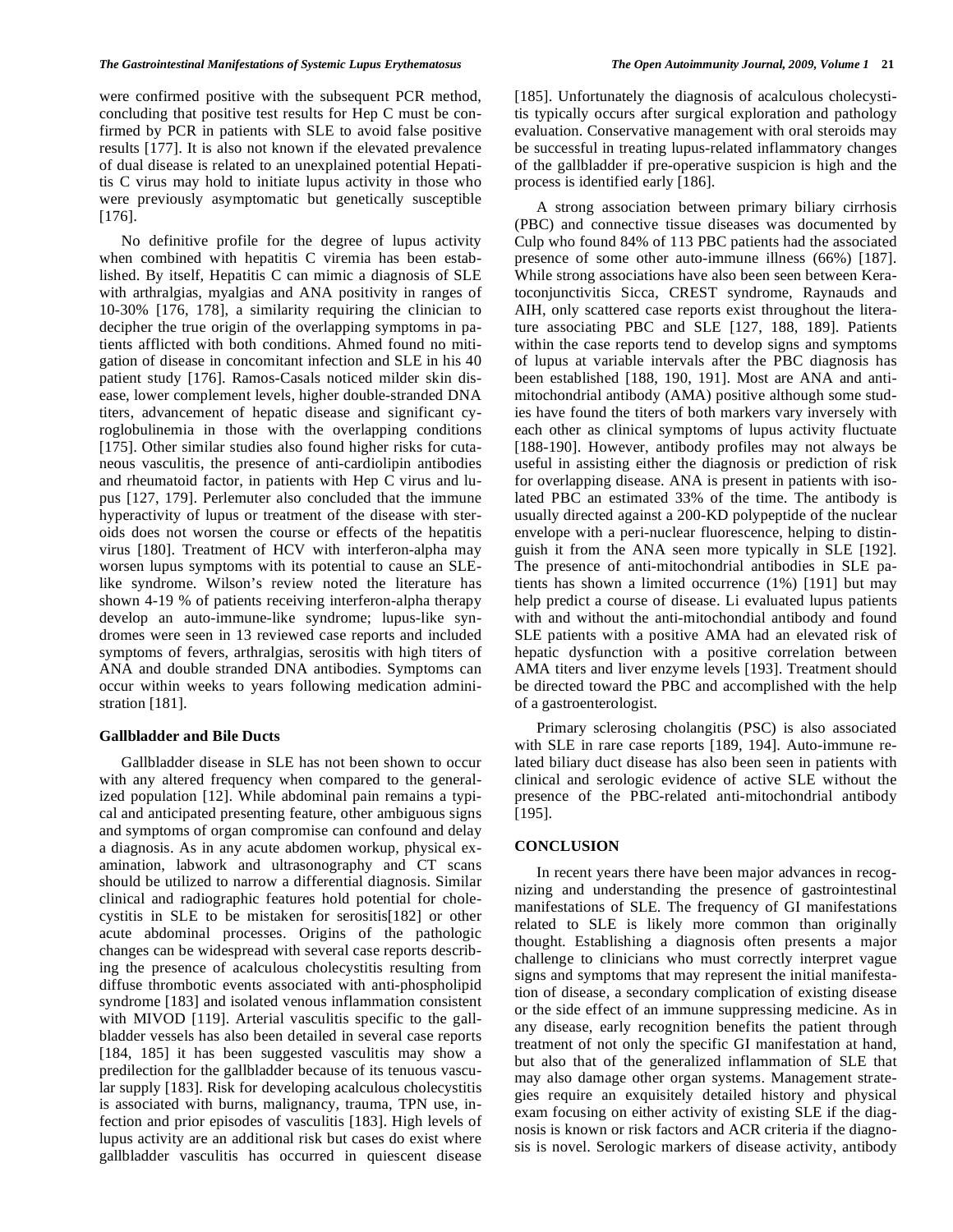were confirmed positive with the subsequent PCR method, concluding that positive test results for Hep C must be confirmed by PCR in patients with SLE to avoid false positive results [177]. It is also not known if the elevated prevalence of dual disease is related to an unexplained potential Hepatitis C virus may hold to initiate lupus activity in those who were previously asymptomatic but genetically susceptible [176].

No definitive profile for the degree of lupus activity when combined with hepatitis C viremia has been established. By itself, Hepatitis C can mimic a diagnosis of SLE with arthralgias, myalgias and ANA positivity in ranges of 10-30% [176, 178], a similarity requiring the clinician to decipher the true origin of the overlapping symptoms in patients afflicted with both conditions. Ahmed found no mitigation of disease in concomitant infection and SLE in his 40 patient study [176]. Ramos-Casals noticed milder skin disease, lower complement levels, higher double-stranded DNA titers, advancement of hepatic disease and significant cyroglobulinemia in those with the overlapping conditions [175]. Other similar studies also found higher risks for cutaneous vasculitis, the presence of anti-cardiolipin antibodies and rheumatoid factor, in patients with Hep C virus and lupus [127, 179]. Perlemuter also concluded that the immune hyperactivity of lupus or treatment of the disease with steroids does not worsen the course or effects of the hepatitis virus [180]. Treatment of HCV with interferon-alpha may worsen lupus symptoms with its potential to cause an SLE-like syndrome. Wilson's review noted the literature has shown 4-19 % of patients receiving interferon-alpha therapy develop an auto-immune-like syndrome; lupus-like syndromes were seen in 13 reviewed case reports and included symptoms of fevers, arthralgias, serositis with high titers of ANA and double stranded DNA antibodies. Symptoms can occur within weeks to years following medication administration [181].

### Gallbladder and Bile Ducts

Gallbladder disease in SLE has not been shown to occur with any altered frequency when compared to the generalized population [12]. While abdominal pain remains a typical and anticipated presenting feature, other ambiguous signs and symptoms of organ compromise can confound and delay a diagnosis. As in any acute abdomen workup, physical examination, labwork and ultrasonography and CT scans should be utilized to narrow a differential diagnosis. Similar clinical and radiographic features hold potential for cholecystitis in SLE to be mistaken for serositis[182] or other acute abdominal processes. Origins of the pathologic changes can be widespread with several case reports describing the presence of acalculous cholecystitis resulting from diffuse thrombotic events associated with anti-phospholipid syndrome [183] and isolated venous inflammation consistent with MIVOD [119]. Arterial vasculitis specific to the gallbladder vessels has also been detailed in several case reports [184, 185] it has been suggested vasculitis may show a predilection for the gallbladder because of its tenuous vascular supply [183]. Risk for developing acalculous cholecystitis is associated with burns, malignancy, trauma, TPN use, infection and prior episodes of vasculitis [183]. High levels of lupus activity are an additional risk but cases do exist where gallbladder vasculitis has occurred in quiescent disease [185]. Unfortunately the diagnosis of acalculous cholecystitis typically occurs after surgical exploration and pathology evaluation. Conservative management with oral steroids may be successful in treating lupus-related inflammatory changes of the gallbladder if pre-operative suspicion is high and the process is identified early [186].

A strong association between primary biliary cirrhosis (PBC) and connective tissue diseases was documented by Culp who found 84% of 113 PBC patients had the associated presence of some other auto-immune illness (66%) [187]. While strong associations have also been seen between Keratoconjunctivitis Sicca, CREST syndrome, Raynauds and AIH, only scattered case reports exist throughout the literature associating PBC and SLE [127, 188, 189]. Patients within the case reports tend to develop signs and symptoms of lupus at variable intervals after the PBC diagnosis has been established [188, 190, 191]. Most are ANA and anti-mitochondrial antibody (AMA) positive although some studies have found the titers of both markers vary inversely with each other as clinical symptoms of lupus activity fluctuate [188-190]. However, antibody profiles may not always be useful in assisting either the diagnosis or prediction of risk for overlapping disease. ANA is present in patients with isolated PBC an estimated 33% of the time. The antibody is usually directed against a 200-KD polypeptide of the nuclear envelope with a peri-nuclear fluorescence, helping to distinguish it from the ANA seen more typically in SLE [192]. The presence of anti-mitochondrial antibodies in SLE patients has shown a limited occurrence (1%) [191] but may help predict a course of disease. Li evaluated lupus patients with and without the anti-mitochondial antibody and found SLE patients with a positive AMA had an elevated risk of hepatic dysfunction with a positive correlation between AMA titers and liver enzyme levels [193]. Treatment should be directed toward the PBC and accomplished with the help of a gastroenterologist.

Primary sclerosing cholangitis (PSC) is also associated with SLE in rare case reports [189, 194]. Auto-immune related biliary duct disease has also been seen in patients with clinical and serologic evidence of active SLE without the presence of the PBC-related anti-mitochondrial antibody [195].

## CONCLUSION

In recent years there have been major advances in recognizing and understanding the presence of gastrointestinal manifestations of SLE. The frequency of GI manifestations related to SLE is likely more common than originally thought. Establishing a diagnosis often presents a major challenge to clinicians who must correctly interpret vague signs and symptoms that may represent the initial manifestation of disease, a secondary complication of existing disease or the side effect of an immune suppressing medicine. As in any disease, early recognition benefits the patient through treatment of not only the specific GI manifestation at hand, but also that of the generalized inflammation of SLE that may also damage other organ systems. Management strategies require an exquisitely detailed history and physical exam focusing on either activity of existing SLE if the diagnosis is known or risk factors and ACR criteria if the diagnosis is novel. Serologic markers of disease activity, antibody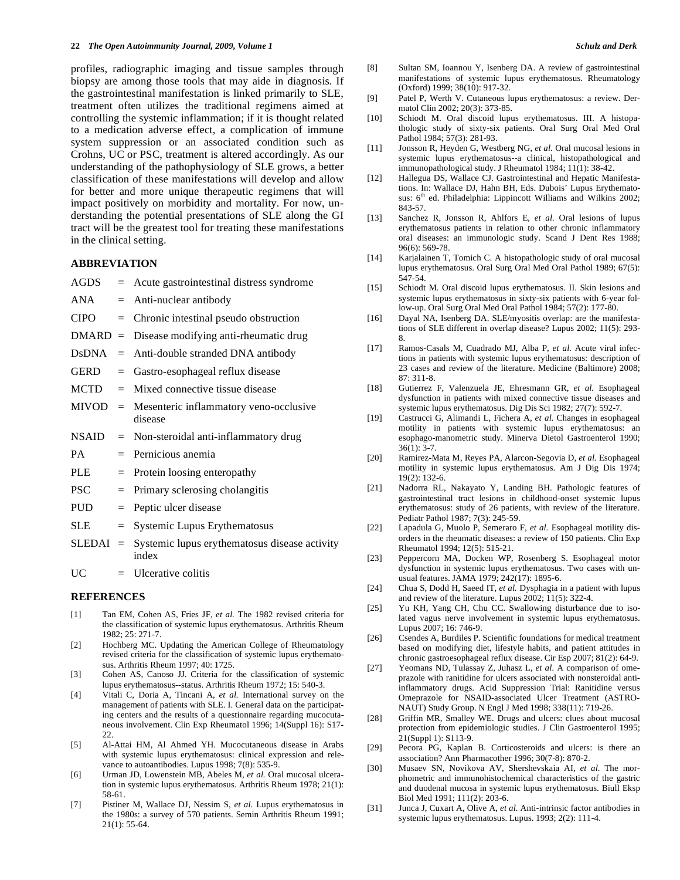profiles, radiographic imaging and tissue samples through biopsy are among those tools that may aide in diagnosis. If the gastrointestinal manifestation is linked primarily to SLE, treatment often utilizes the traditional regimens aimed at controlling the systemic inflammation; if it is thought related to a medication adverse effect, a complication of immune system suppression or an associated condition such as Crohns, UC or PSC, treatment is altered accordingly. As our understanding of the pathophysiology of SLE grows, a better classification of these manifestations will develop and allow for better and more unique therapeutic regimens that will impact positively on morbidity and mortality. For now, understanding the potential presentations of SLE along the GI tract will be the greatest tool for treating these manifestations in the clinical setting.

## ABBREVIATION

| | | |
|---|---|---|
| AGDS | = | Acute gastrointestinal distress syndrome |
| ANA | = | Anti-nuclear antibody |
| CIPO | = | Chronic intestinal pseudo obstruction |
| DMARD | = | Disease modifying anti-rheumatic drug |
| DsDNA | = | Anti-double stranded DNA antibody |
| GERD | = | Gastro-esophageal reflux disease |
| MCTD | = | Mixed connective tissue disease |
| MIVOD | = | Mesenteric inflammatory veno-occlusive disease |
| NSAID | = | Non-steroidal anti-inflammatory drug |
| PA | = | Pernicious anemia |
| PLE | = | Protein loosing enteropathy |
| PSC | = | Primary sclerosing cholangitis |
| PUD | = | Peptic ulcer disease |
| SLE | = | Systemic Lupus Erythematosus |
| SLEDAI | = | Systemic lupus erythematosus disease activity index |
| UC | = | Ulcerative colitis |

## REFERENCES

[1] Tan EM, Cohen AS, Fries JF, *et al.* The 1982 revised criteria for the classification of systemic lupus erythematosus. Arthritis Rheum 1982; 25: 271-7.

[2] Hochberg MC. Updating the American College of Rheumatology revised criteria for the classification of systemic lupus erythematosus. Arthritis Rheum 1997; 40: 1725.

[3] Cohen AS, Canoso JJ. Criteria for the classification of systemic lupus erythematosus--status. Arthritis Rheum 1972; 15: 540-3.

[4] Vitali C, Doria A, Tincani A, *et al.* International survey on the management of patients with SLE. I. General data on the participating centers and the results of a questionnaire regarding mucocutaneous involvement. Clin Exp Rheumatol 1996; 14(Suppl 16): S17-22.

[5] Al-Attai HM, Al Ahmed YH. Mucocutaneous disease in Arabs with systemic lupus erythematosus: clinical expression and relevance to autoantibodies. Lupus 1998; 7(8): 535-9.

[6] Urman JD, Lowenstein MB, Abeles M, *et al.* Oral mucosal ulceration in systemic lupus erythematosus. Arthritis Rheum 1978; 21(1): 58-61.

[7] Pistiner M, Wallace DJ, Nessim S, *et al*. Lupus erythematosus in the 1980s: a survey of 570 patients. Semin Arthritis Rheum 1991; 21(1): 55-64.

[8] Sultan SM, Ioannou Y, Isenberg DA. A review of gastrointestinal manifestations of systemic lupus erythematosus. Rheumatology (Oxford) 1999; 38(10): 917-32.

[9] Patel P, Werth V. Cutaneous lupus erythematosus: a review. Dermatol Clin 2002; 20(3): 373-85.

[10] Schiodt M. Oral discoid lupus erythematosus. III. A histopathologic study of sixty-six patients. Oral Surg Oral Med Oral Pathol 1984; 57(3): 281-93.

[11] Jonsson R, Heyden G, Westberg NG, *et al*. Oral mucosal lesions in systemic lupus erythematosus--a clinical, histopathological and immunopathological study. J Rheumatol 1984; 11(1): 38-42.

[12] Hallegua DS, Wallace CJ. Gastrointestinal and Hepatic Manifestations. In: Wallace DJ, Hahn BH, Eds. Dubois' Lupus Erythematosus: 6th ed. Philadelphia: Lippincott Williams and Wilkins 2002; 843-57.

[13] Sanchez R, Jonsson R, Ahlfors E, *et al.* Oral lesions of lupus erythematosus patients in relation to other chronic inflammatory oral diseases: an immunologic study. Scand J Dent Res 1988; 96(6): 569-78.

[14] Karjalainen T, Tomich C. A histopathologic study of oral mucosal lupus erythematosus. Oral Surg Oral Med Oral Pathol 1989; 67(5): 547-54.

[15] Schiodt M. Oral discoid lupus erythematosus. II. Skin lesions and systemic lupus erythematosus in sixty-six patients with 6-year follow-up. Oral Surg Oral Med Oral Pathol 1984; 57(2): 177-80.

[16] Dayal NA, Isenberg DA. SLE/myositis overlap: are the manifestations of SLE different in overlap disease? Lupus 2002; 11(5): 293-8.

[17] Ramos-Casals M, Cuadrado MJ, Alba P, *et al.* Acute viral infections in patients with systemic lupus erythematosus: description of 23 cases and review of the literature. Medicine (Baltimore) 2008; 87: 311-8.

[18] Gutierrez F, Valenzuela JE, Ehresmann GR, *et al.* Esophageal dysfunction in patients with mixed connective tissue diseases and systemic lupus erythematosus. Dig Dis Sci 1982; 27(7): 592-7.

[19] Castrucci G, Alimandi L, Fichera A, *et al.* Changes in esophageal motility in patients with systemic lupus erythematosus: an esophago-manometric study. Minerva Dietol Gastroenterol 1990; 36(1): 3-7.

[20] Ramirez-Mata M, Reyes PA, Alarcon-Segovia D, *et al.* Esophageal motility in systemic lupus erythematosus. Am J Dig Dis 1974; 19(2): 132-6.

[21] Nadorra RL, Nakayato Y, Landing BH. Pathologic features of gastrointestinal tract lesions in childhood-onset systemic lupus erythematosus: study of 26 patients, with review of the literature. Pediatr Pathol 1987; 7(3): 245-59.

[22] Lapadula G, Muolo P, Semeraro F, *et al.* Esophageal motility disorders in the rheumatic diseases: a review of 150 patients. Clin Exp Rheumatol 1994; 12(5): 515-21.

[23] Peppercorn MA, Docken WP, Rosenberg S. Esophageal motor dysfunction in systemic lupus erythematosus. Two cases with unusual features. JAMA 1979; 242(17): 1895-6.

[24] Chua S, Dodd H, Saeed IT, *et al.* Dysphagia in a patient with lupus and review of the literature. Lupus 2002; 11(5): 322-4.

[25] Yu KH, Yang CH, Chu CC. Swallowing disturbance due to isolated vagus nerve involvement in systemic lupus erythematosus. Lupus 2007; 16: 746-9.

[26] Csendes A, Burdiles P. Scientific foundations for medical treatment based on modifying diet, lifestyle habits, and patient attitudes in chronic gastroesophageal reflux disease. Cir Esp 2007; 81(2): 64-9.

[27] Yeomans ND, Tulassay Z, Juhasz L, *et al*. A comparison of omeprazole with ranitidine for ulcers associated with nonsteroidal antiinflammatory drugs. Acid Suppression Trial: Ranitidine versus Omeprazole for NSAID-associated Ulcer Treatment (ASTRONAUT) Study Group. N Engl J Med 1998; 338(11): 719-26.

[28] Griffin MR, Smalley WE. Drugs and ulcers: clues about mucosal protection from epidemiologic studies. J Clin Gastroenterol 1995; 21(Suppl 1): S113-9.

[29] Pecora PG, Kaplan B. Corticosteroids and ulcers: is there an association? Ann Pharmacother 1996; 30(7-8): 870-2.

[30] Musaev SN, Novikova AV, Shershevskaia AI, *et al.* The morphometric and immunohistochemical characteristics of the gastric and duodenal mucosa in systemic lupus erythematosus. Biull Eksp Biol Med 1991; 111(2): 203-6.

[31] Junca J, Cuxart A, Olive A, *et al.* Anti-intrinsic factor antibodies in systemic lupus erythematosus. Lupus. 1993; 2(2): 111-4.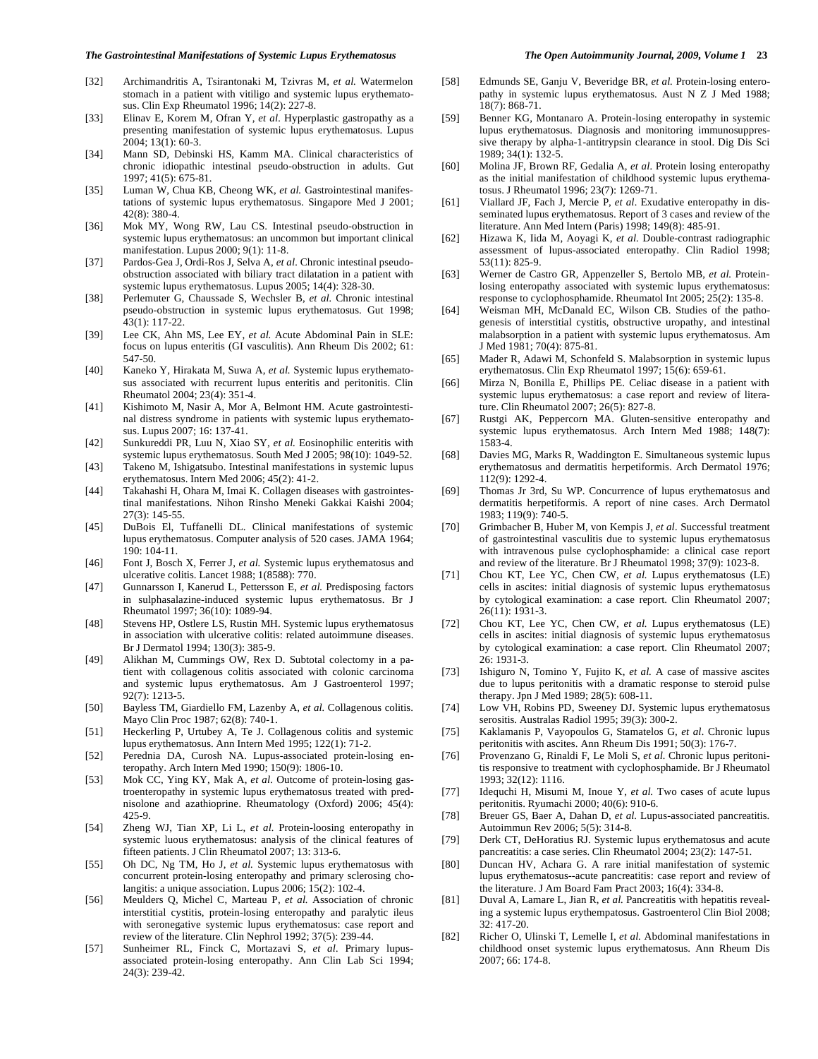[32] Archimandritis A, Tsirantonaki M, Tzivras M, *et al.* Watermelon stomach in a patient with vitiligo and systemic lupus erythematosus. Clin Exp Rheumatol 1996; 14(2): 227-8.

[33] Elinav E, Korem M, Ofran Y, *et al*. Hyperplastic gastropathy as a presenting manifestation of systemic lupus erythematosus. Lupus 2004; 13(1): 60-3.

[34] Mann SD, Debinski HS, Kamm MA. Clinical characteristics of chronic idiopathic intestinal pseudo-obstruction in adults. Gut 1997; 41(5): 675-81.

[35] Luman W, Chua KB, Cheong WK, *et al.* Gastrointestinal manifestations of systemic lupus erythematosus. Singapore Med J 2001; 42(8): 380-4.

[36] Mok MY, Wong RW, Lau CS. Intestinal pseudo-obstruction in systemic lupus erythematosus: an uncommon but important clinical manifestation. Lupus 2000; 9(1): 11-8.

[37] Pardos-Gea J, Ordi-Ros J, Selva A, *et al*. Chronic intestinal pseudo-obstruction associated with biliary tract dilatation in a patient with systemic lupus erythematosus. Lupus 2005; 14(4): 328-30.

[38] Perlemuter G, Chaussade S, Wechsler B, *et al.* Chronic intestinal pseudo-obstruction in systemic lupus erythematosus. Gut 1998; 43(1): 117-22.

[39] Lee CK, Ahn MS, Lee EY, *et al.* Acute Abdominal Pain in SLE: focus on lupus enteritis (GI vasculitis). Ann Rheum Dis 2002; 61: 547-50.

[40] Kaneko Y, Hirakata M, Suwa A, *et al.* Systemic lupus erythematosus associated with recurrent lupus enteritis and peritonitis. Clin Rheumatol 2004; 23(4): 351-4.

[41] Kishimoto M, Nasir A, Mor A, Belmont HM. Acute gastrointestinal distress syndrome in patients with systemic lupus erythematosus. Lupus 2007; 16: 137-41.

[42] Sunkureddi PR, Luu N, Xiao SY, *et al.* Eosinophilic enteritis with systemic lupus erythematosus. South Med J 2005; 98(10): 1049-52.

[43] Takeno M, Ishigatsubo. Intestinal manifestations in systemic lupus erythematosus. Intern Med 2006; 45(2): 41-2.

[44] Takahashi H, Ohara M, Imai K. Collagen diseases with gastrointestinal manifestations. Nihon Rinsho Meneki Gakkai Kaishi 2004; 27(3): 145-55.

[45] DuBois El, Tuffanelli DL. Clinical manifestations of systemic lupus erythematosus. Computer analysis of 520 cases. JAMA 1964; 190: 104-11.

[46] Font J, Bosch X, Ferrer J, *et al.* Systemic lupus erythematosus and ulcerative colitis. Lancet 1988; 1(8588): 770.

[47] Gunnarsson I, Kanerud L, Pettersson E, *et al.* Predisposing factors in sulphasalazine-induced systemic lupus erythematosus. Br J Rheumatol 1997; 36(10): 1089-94.

[48] Stevens HP, Ostlere LS, Rustin MH. Systemic lupus erythematosus in association with ulcerative colitis: related autoimmune diseases. Br J Dermatol 1994; 130(3): 385-9.

[49] Alikhan M, Cummings OW, Rex D. Subtotal colectomy in a patient with collagenous colitis associated with colonic carcinoma and systemic lupus erythematosus. Am J Gastroenterol 1997; 92(7): 1213-5.

[50] Bayless TM, Giardiello FM, Lazenby A, *et al.* Collagenous colitis. Mayo Clin Proc 1987; 62(8): 740-1.

[51] Heckerling P, Urtubey A, Te J. Collagenous colitis and systemic lupus erythematosus. Ann Intern Med 1995; 122(1): 71-2.

[52] Perednia DA, Curosh NA. Lupus-associated protein-losing enteropathy. Arch Intern Med 1990; 150(9): 1806-10.

[53] Mok CC, Ying KY, Mak A, *et al.* Outcome of protein-losing gastroenteropathy in systemic lupus erythematosus treated with prednisolone and azathioprine. Rheumatology (Oxford) 2006; 45(4): 425-9.

[54] Zheng WJ, Tian XP, Li L, *et al.* Protein-loosing enteropathy in systemic luous erythematosus: analysis of the clinical features of fifteen patients. J Clin Rheumatol 2007; 13: 313-6.

[55] Oh DC, Ng TM, Ho J, *et al.* Systemic lupus erythematosus with concurrent protein-losing enteropathy and primary sclerosing cholangitis: a unique association. Lupus 2006; 15(2): 102-4.

[56] Meulders Q, Michel C, Marteau P, *et al.* Association of chronic interstitial cystitis, protein-losing enteropathy and paralytic ileus with seronegative systemic lupus erythematosus: case report and review of the literature. Clin Nephrol 1992; 37(5): 239-44.

[57] Sunheimer RL, Finck C, Mortazavi S, *et al*. Primary lupus-associated protein-losing enteropathy. Ann Clin Lab Sci 1994; 24(3): 239-42.

[58] Edmunds SE, Ganju V, Beveridge BR, *et al.* Protein-losing enteropathy in systemic lupus erythematosus. Aust N Z J Med 1988; 18(7): 868-71.

[59] Benner KG, Montanaro A. Protein-losing enteropathy in systemic lupus erythematosus. Diagnosis and monitoring immunosuppressive therapy by alpha-1-antitrypsin clearance in stool. Dig Dis Sci 1989; 34(1): 132-5.

[60] Molina JF, Brown RF, Gedalia A, *et al.* Protein losing enteropathy as the initial manifestation of childhood systemic lupus erythematosus. J Rheumatol 1996; 23(7): 1269-71.

[61] Viallard JF, Fach J, Mercie P, *et al*. Exudative enteropathy in disseminated lupus erythematosus. Report of 3 cases and review of the literature. Ann Med Intern (Paris) 1998; 149(8): 485-91.

[62] Hizawa K, Iida M, Aoyagi K, *et al.* Double-contrast radiographic assessment of lupus-associated enteropathy. Clin Radiol 1998; 53(11): 825-9.

[63] Werner de Castro GR, Appenzeller S, Bertolo MB, *et al.* Protein-losing enteropathy associated with systemic lupus erythematosus: response to cyclophosphamide. Rheumatol Int 2005; 25(2): 135-8.

[64] Weisman MH, McDanald EC, Wilson CB. Studies of the pathogenesis of interstitial cystitis, obstructive uropathy, and intestinal malabsorption in a patient with systemic lupus erythematosus. Am J Med 1981; 70(4): 875-81.

[65] Mader R, Adawi M, Schonfeld S. Malabsorption in systemic lupus erythematosus. Clin Exp Rheumatol 1997; 15(6): 659-61.

[66] Mirza N, Bonilla E, Phillips PE. Celiac disease in a patient with systemic lupus erythematosus: a case report and review of literature. Clin Rheumatol 2007; 26(5): 827-8.

[67] Rustgi AK, Peppercorn MA. Gluten-sensitive enteropathy and systemic lupus erythematosus. Arch Intern Med 1988; 148(7): 1583-4.

[68] Davies MG, Marks R, Waddington E. Simultaneous systemic lupus erythematosus and dermatitis herpetiformis. Arch Dermatol 1976; 112(9): 1292-4.

[69] Thomas Jr 3rd, Su WP. Concurrence of lupus erythematosus and dermatitis herpetiformis. A report of nine cases. Arch Dermatol 1983; 119(9): 740-5.

[70] Grimbacher B, Huber M, von Kempis J, *et al*. Successful treatment of gastrointestinal vasculitis due to systemic lupus erythematosus with intravenous pulse cyclophosphamide: a clinical case report and review of the literature. Br J Rheumatol 1998; 37(9): 1023-8.

[71] Chou KT, Lee YC, Chen CW, *et al.* Lupus erythematosus (LE) cells in ascites: initial diagnosis of systemic lupus erythematosus by cytological examination: a case report. Clin Rheumatol 2007; 26(11): 1931-3.

[72] Chou KT, Lee YC, Chen CW, *et al.* Lupus erythematosus (LE) cells in ascites: initial diagnosis of systemic lupus erythematosus by cytological examination: a case report. Clin Rheumatol 2007; 26: 1931-3.

[73] Ishiguro N, Tomino Y, Fujito K, *et al.* A case of massive ascites due to lupus peritonitis with a dramatic response to steroid pulse therapy. Jpn J Med 1989; 28(5): 608-11.

[74] Low VH, Robins PD, Sweeney DJ. Systemic lupus erythematosus serositis. Australas Radiol 1995; 39(3): 300-2.

[75] Kaklamanis P, Vayopoulos G, Stamatelos G, *et al*. Chronic lupus peritonitis with ascites. Ann Rheum Dis 1991; 50(3): 176-7.

[76] Provenzano G, Rinaldi F, Le Moli S, *et al.* Chronic lupus peritonitis responsive to treatment with cyclophosphamide. Br J Rheumatol 1993; 32(12): 1116.

[77] Idequchi H, Misumi M, Inoue Y, *et al.* Two cases of acute lupus peritonitis. Ryumachi 2000; 40(6): 910-6.

[78] Breuer GS, Baer A, Dahan D, *et al.* Lupus-associated pancreatitis. Autoimmun Rev 2006; 5(5): 314-8.

[79] Derk CT, DeHoratius RJ. Systemic lupus erythematosus and acute pancreatitis: a case series. Clin Rheumatol 2004; 23(2): 147-51.

[80] Duncan HV, Achara G. A rare initial manifestation of systemic lupus erythematosus--acute pancreatitis: case report and review of the literature. J Am Board Fam Pract 2003; 16(4): 334-8.

[81] Duval A, Lamare L, Jian R, *et al.* Pancreatitis with hepatitis revealing a systemic lupus erythempatosus. Gastroenterol Clin Biol 2008; 32: 417-20.

[82] Richer O, Ulinski T, Lemelle I, *et al.* Abdominal manifestations in childhood onset systemic lupus erythematosus. Ann Rheum Dis 2007; 66: 174-8.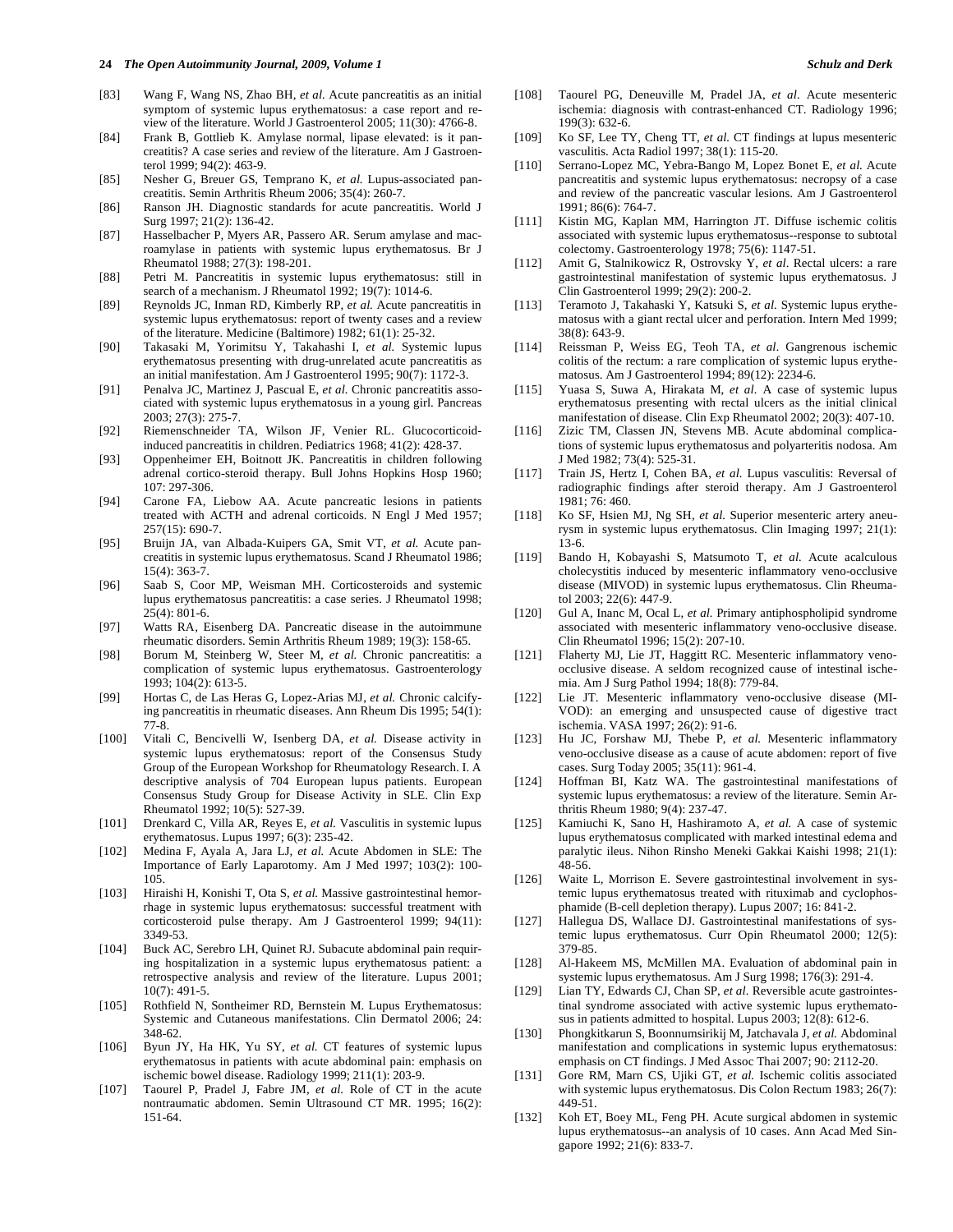[83] Wang F, Wang NS, Zhao BH, *et al.* Acute pancreatitis as an initial symptom of systemic lupus erythematosus: a case report and review of the literature. World J Gastroenterol 2005; 11(30): 4766-8.

[84] Frank B, Gottlieb K. Amylase normal, lipase elevated: is it pancreatitis? A case series and review of the literature. Am J Gastroenterol 1999; 94(2): 463-9.

[85] Nesher G, Breuer GS, Temprano K, *et al.* Lupus-associated pancreatitis. Semin Arthritis Rheum 2006; 35(4): 260-7.

[86] Ranson JH. Diagnostic standards for acute pancreatitis. World J Surg 1997; 21(2): 136-42.

[87] Hasselbacher P, Myers AR, Passero AR. Serum amylase and macroamylase in patients with systemic lupus erythematosus. Br J Rheumatol 1988; 27(3): 198-201.

[88] Petri M. Pancreatitis in systemic lupus erythematosus: still in search of a mechanism. J Rheumatol 1992; 19(7): 1014-6.

[89] Reynolds JC, Inman RD, Kimberly RP, *et al.* Acute pancreatitis in systemic lupus erythematosus: report of twenty cases and a review of the literature. Medicine (Baltimore) 1982; 61(1): 25-32.

[90] Takasaki M, Yorimitsu Y, Takahashi I, *et al.* Systemic lupus erythematosus presenting with drug-unrelated acute pancreatitis as an initial manifestation. Am J Gastroenterol 1995; 90(7): 1172-3.

[91] Penalva JC, Martinez J, Pascual E, *et al.* Chronic pancreatitis associated with systemic lupus erythematosus in a young girl. Pancreas 2003; 27(3): 275-7.

[92] Riemenschneider TA, Wilson JF, Venier RL. Glucocorticoid-induced pancreatitis in children. Pediatrics 1968; 41(2): 428-37.

[93] Oppenheimer EH, Boitnott JK. Pancreatitis in children following adrenal cortico-steroid therapy. Bull Johns Hopkins Hosp 1960; 107: 297-306.

[94] Carone FA, Liebow AA. Acute pancreatic lesions in patients treated with ACTH and adrenal corticoids. N Engl J Med 1957; 257(15): 690-7.

[95] Bruijn JA, van Albada-Kuipers GA, Smit VT, *et al.* Acute pancreatitis in systemic lupus erythematosus. Scand J Rheumatol 1986; 15(4): 363-7.

[96] Saab S, Coor MP, Weisman MH. Corticosteroids and systemic lupus erythematosus pancreatitis: a case series. J Rheumatol 1998; 25(4): 801-6.

[97] Watts RA, Eisenberg DA. Pancreatic disease in the autoimmune rheumatic disorders. Semin Arthritis Rheum 1989; 19(3): 158-65.

[98] Borum M, Steinberg W, Steer M, *et al.* Chronic pancreatitis: a complication of systemic lupus erythematosus. Gastroenterology 1993; 104(2): 613-5.

[99] Hortas C, de Las Heras G, Lopez-Arias MJ, *et al.* Chronic calcifying pancreatitis in rheumatic diseases. Ann Rheum Dis 1995; 54(1): 77-8.

[100] Vitali C, Bencivelli W, Isenberg DA, *et al.* Disease activity in systemic lupus erythematosus: report of the Consensus Study Group of the European Workshop for Rheumatology Research. I. A descriptive analysis of 704 European lupus patients. European Consensus Study Group for Disease Activity in SLE. Clin Exp Rheumatol 1992; 10(5): 527-39.

[101] Drenkard C, Villa AR, Reyes E, *et al.* Vasculitis in systemic lupus erythematosus. Lupus 1997; 6(3): 235-42.

[102] Medina F, Ayala A, Jara LJ, *et al.* Acute Abdomen in SLE: The Importance of Early Laparotomy. Am J Med 1997; 103(2): 100-105.

[103] Hiraishi H, Konishi T, Ota S, *et al.* Massive gastrointestinal hemorrhage in systemic lupus erythematosus: successful treatment with corticosteroid pulse therapy. Am J Gastroenterol 1999; 94(11): 3349-53.

[104] Buck AC, Serebro LH, Quinet RJ. Subacute abdominal pain requiring hospitalization in a systemic lupus erythematosus patient: a retrospective analysis and review of the literature. Lupus 2001; 10(7): 491-5.

[105] Rothfield N, Sontheimer RD, Bernstein M. Lupus Erythematosus: Systemic and Cutaneous manifestations. Clin Dermatol 2006; 24: 348-62.

[106] Byun JY, Ha HK, Yu SY, *et al.* CT features of systemic lupus erythematosus in patients with acute abdominal pain: emphasis on ischemic bowel disease. Radiology 1999; 211(1): 203-9.

[107] Taourel P, Pradel J, Fabre JM, *et al.* Role of CT in the acute nontraumatic abdomen. Semin Ultrasound CT MR. 1995; 16(2): 151-64.

[108] Taourel PG, Deneuville M, Pradel JA, *et al.* Acute mesenteric ischemia: diagnosis with contrast-enhanced CT. Radiology 1996; 199(3): 632-6.

[109] Ko SF, Lee TY, Cheng TT, *et al.* CT findings at lupus mesenteric vasculitis. Acta Radiol 1997; 38(1): 115-20.

[110] Serrano-Lopez MC, Yebra-Bango M, Lopez Bonet E, *et al.* Acute pancreatitis and systemic lupus erythematosus: necropsy of a case and review of the pancreatic vascular lesions. Am J Gastroenterol 1991; 86(6): 764-7.

[111] Kistin MG, Kaplan MM, Harrington JT. Diffuse ischemic colitis associated with systemic lupus erythematosus--response to subtotal colectomy. Gastroenterology 1978; 75(6): 1147-51.

[112] Amit G, Stalnikowicz R, Ostrovsky Y, *et al.* Rectal ulcers: a rare gastrointestinal manifestation of systemic lupus erythematosus. J Clin Gastroenterol 1999; 29(2): 200-2.

[113] Teramoto J, Takahaski Y, Katsuki S, *et al.* Systemic lupus erythematosus with a giant rectal ulcer and perforation. Intern Med 1999; 38(8): 643-9.

[114] Reissman P, Weiss EG, Teoh TA, *et al.* Gangrenous ischemic colitis of the rectum: a rare complication of systemic lupus erythematosus. Am J Gastroenterol 1994; 89(12): 2234-6.

[115] Yuasa S, Suwa A, Hirakata M, *et al.* A case of systemic lupus erythematosus presenting with rectal ulcers as the initial clinical manifestation of disease. Clin Exp Rheumatol 2002; 20(3): 407-10.

[116] Zizic TM, Classen JN, Stevens MB. Acute abdominal complications of systemic lupus erythematosus and polyarteritis nodosa. Am J Med 1982; 73(4): 525-31.

[117] Train JS, Hertz I, Cohen BA, *et al.* Lupus vasculitis: Reversal of radiographic findings after steroid therapy. Am J Gastroenterol 1981; 76: 460.

[118] Ko SF, Hsien MJ, Ng SH, *et al.* Superior mesenteric artery aneurysm in systemic lupus erythematosus. Clin Imaging 1997; 21(1): 13-6.

[119] Bando H, Kobayashi S, Matsumoto T, *et al.* Acute acalculous cholecystitis induced by mesenteric inflammatory veno-occlusive disease (MIVOD) in systemic lupus erythematosus. Clin Rheumatol 2003; 22(6): 447-9.

[120] Gul A, Inanc M, Ocal L, *et al.* Primary antiphospholipid syndrome associated with mesenteric inflammatory veno-occlusive disease. Clin Rheumatol 1996; 15(2): 207-10.

[121] Flaherty MJ, Lie JT, Haggitt RC. Mesenteric inflammatory veno-occlusive disease. A seldom recognized cause of intestinal ischemia. Am J Surg Pathol 1994; 18(8): 779-84.

[122] Lie JT. Mesenteric inflammatory veno-occlusive disease (MIVOD): an emerging and unsuspected cause of digestive tract ischemia. VASA 1997; 26(2): 91-6.

[123] Hu JC, Forshaw MJ, Thebe P, *et al.* Mesenteric inflammatory veno-occlusive disease as a cause of acute abdomen: report of five cases. Surg Today 2005; 35(11): 961-4.

[124] Hoffman BI, Katz WA. The gastrointestinal manifestations of systemic lupus erythematosus: a review of the literature. Semin Arthritis Rheum 1980; 9(4): 237-47.

[125] Kamiuchi K, Sano H, Hashiramoto A, *et al.* A case of systemic lupus erythematosus complicated with marked intestinal edema and paralytic ileus. Nihon Rinsho Meneki Gakkai Kaishi 1998; 21(1): 48-56.

[126] Waite L, Morrison E. Severe gastrointestinal involvement in systemic lupus erythematosus treated with rituximab and cyclophosphamide (B-cell depletion therapy). Lupus 2007; 16: 841-2.

[127] Hallegua DS, Wallace DJ. Gastrointestinal manifestations of systemic lupus erythematosus. Curr Opin Rheumatol 2000; 12(5): 379-85.

[128] Al-Hakeem MS, McMillen MA. Evaluation of abdominal pain in systemic lupus erythematosus. Am J Surg 1998; 176(3): 291-4.

[129] Lian TY, Edwards CJ, Chan SP, *et al.* Reversible acute gastrointestinal syndrome associated with active systemic lupus erythematosus in patients admitted to hospital. Lupus 2003; 12(8): 612-6.

[130] Phongkitkarun S, Boonnumsirikij M, Jatchavala J, *et al.* Abdominal manifestation and complications in systemic lupus erythematosus: emphasis on CT findings. J Med Assoc Thai 2007; 90: 2112-20.

[131] Gore RM, Marn CS, Ujiki GT, *et al.* Ischemic colitis associated with systemic lupus erythematosus. Dis Colon Rectum 1983; 26(7): 449-51.

[132] Koh ET, Boey ML, Feng PH. Acute surgical abdomen in systemic lupus erythematosus--an analysis of 10 cases. Ann Acad Med Singapore 1992; 21(6): 833-7.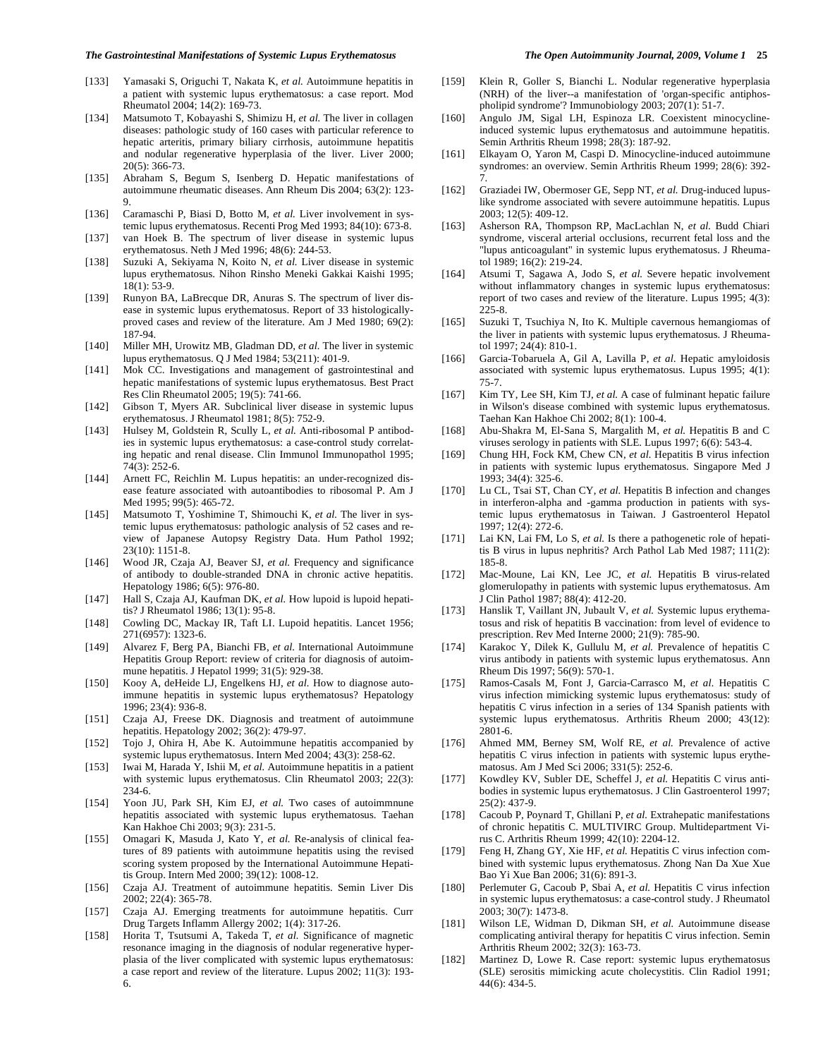[133] Yamasaki S, Origuchi T, Nakata K, *et al.* Autoimmune hepatitis in a patient with systemic lupus erythematosus: a case report. Mod Rheumatol 2004; 14(2): 169-73.

[134] Matsumoto T, Kobayashi S, Shimizu H, *et al.* The liver in collagen diseases: pathologic study of 160 cases with particular reference to hepatic arteritis, primary biliary cirrhosis, autoimmune hepatitis and nodular regenerative hyperplasia of the liver. Liver 2000; 20(5): 366-73.

[135] Abraham S, Begum S, Isenberg D. Hepatic manifestations of autoimmune rheumatic diseases. Ann Rheum Dis 2004; 63(2): 123-9.

[136] Caramaschi P, Biasi D, Botto M, *et al.* Liver involvement in systemic lupus erythematosus. Recenti Prog Med 1993; 84(10): 673-8.

[137] van Hoek B. The spectrum of liver disease in systemic lupus erythematosus. Neth J Med 1996; 48(6): 244-53.

[138] Suzuki A, Sekiyama N, Koito N, *et al.* Liver disease in systemic lupus erythematosus. Nihon Rinsho Meneki Gakkai Kaishi 1995; 18(1): 53-9.

[139] Runyon BA, LaBrecque DR, Anuras S. The spectrum of liver disease in systemic lupus erythematosus. Report of 33 histologically-proved cases and review of the literature. Am J Med 1980; 69(2): 187-94.

[140] Miller MH, Urowitz MB, Gladman DD, *et al.* The liver in systemic lupus erythematosus. Q J Med 1984; 53(211): 401-9.

[141] Mok CC. Investigations and management of gastrointestinal and hepatic manifestations of systemic lupus erythematosus. Best Pract Res Clin Rheumatol 2005; 19(5): 741-66.

[142] Gibson T, Myers AR. Subclinical liver disease in systemic lupus erythematosus. J Rheumatol 1981; 8(5): 752-9.

[143] Hulsey M, Goldstein R, Scully L, *et al.* Anti-ribosomal P antibodies in systemic lupus erythematosus: a case-control study correlating hepatic and renal disease. Clin Immunol Immunopathol 1995; 74(3): 252-6.

[144] Arnett FC, Reichlin M. Lupus hepatitis: an under-recognized disease feature associated with autoantibodies to ribosomal P. Am J Med 1995; 99(5): 465-72.

[145] Matsumoto T, Yoshimine T, Shimouchi K, *et al.* The liver in systemic lupus erythematosus: pathologic analysis of 52 cases and review of Japanese Autopsy Registry Data. Hum Pathol 1992; 23(10): 1151-8.

[146] Wood JR, Czaja AJ, Beaver SJ, *et al.* Frequency and significance of antibody to double-stranded DNA in chronic active hepatitis. Hepatology 1986; 6(5): 976-80.

[147] Hall S, Czaja AJ, Kaufman DK, *et al.* How lupoid is lupoid hepatitis? J Rheumatol 1986; 13(1): 95-8.

[148] Cowling DC, Mackay IR, Taft LI. Lupoid hepatitis. Lancet 1956; 271(6957): 1323-6.

[149] Alvarez F, Berg PA, Bianchi FB, *et al.* International Autoimmune Hepatitis Group Report: review of criteria for diagnosis of autoimmune hepatitis. J Hepatol 1999; 31(5): 929-38.

[150] Kooy A, deHeide LJ, Engelkens HJ, *et al.* How to diagnose autoimmune hepatitis in systemic lupus erythematosus? Hepatology 1996; 23(4): 936-8.

[151] Czaja AJ, Freese DK. Diagnosis and treatment of autoimmune hepatitis. Hepatology 2002; 36(2): 479-97.

[152] Tojo J, Ohira H, Abe K. Autoimmune hepatitis accompanied by systemic lupus erythematosus. Intern Med 2004; 43(3): 258-62.

[153] Iwai M, Harada Y, Ishii M, *et al.* Autoimmune hepatitis in a patient with systemic lupus erythematosus. Clin Rheumatol 2003; 22(3): 234-6.

[154] Yoon JU, Park SH, Kim EJ, *et al.* Two cases of autoimmnune hepatitis associated with systemic lupus erythematosus. Taehan Kan Hakhoe Chi 2003; 9(3): 231-5.

[155] Omagari K, Masuda J, Kato Y, *et al.* Re-analysis of clinical features of 89 patients with autoimmune hepatitis using the revised scoring system proposed by the International Autoimmune Hepatitis Group. Intern Med 2000; 39(12): 1008-12.

[156] Czaja AJ. Treatment of autoimmune hepatitis. Semin Liver Dis 2002; 22(4): 365-78.

[157] Czaja AJ. Emerging treatments for autoimmune hepatitis. Curr Drug Targets Inflamm Allergy 2002; 1(4): 317-26.

[158] Horita T, Tsutsumi A, Takeda T, *et al.* Significance of magnetic resonance imaging in the diagnosis of nodular regenerative hyperplasia of the liver complicated with systemic lupus erythematosus: a case report and review of the literature. Lupus 2002; 11(3): 193-6.

[159] Klein R, Goller S, Bianchi L. Nodular regenerative hyperplasia (NRH) of the liver--a manifestation of 'organ-specific antiphospholipid syndrome'? Immunobiology 2003; 207(1): 51-7.

[160] Angulo JM, Sigal LH, Espinoza LR. Coexistent minocycline-induced systemic lupus erythematosus and autoimmune hepatitis. Semin Arthritis Rheum 1998; 28(3): 187-92.

[161] Elkayam O, Yaron M, Caspi D. Minocycline-induced autoimmune syndromes: an overview. Semin Arthritis Rheum 1999; 28(6): 392-7.

[162] Graziadei IW, Obermoser GE, Sepp NT, *et al.* Drug-induced lupus-like syndrome associated with severe autoimmune hepatitis. Lupus 2003; 12(5): 409-12.

[163] Asherson RA, Thompson RP, MacLachlan N, *et al.* Budd Chiari syndrome, visceral arterial occlusions, recurrent fetal loss and the "lupus anticoagulant" in systemic lupus erythematosus. J Rheumatol 1989; 16(2): 219-24.

[164] Atsumi T, Sagawa A, Jodo S, *et al.* Severe hepatic involvement without inflammatory changes in systemic lupus erythematosus: report of two cases and review of the literature. Lupus 1995; 4(3): 225-8.

[165] Suzuki T, Tsuchiya N, Ito K. Multiple cavernous hemangiomas of the liver in patients with systemic lupus erythematosus. J Rheumatol 1997; 24(4): 810-1.

[166] Garcia-Tobaruela A, Gil A, Lavilla P, *et al.* Hepatic amyloidosis associated with systemic lupus erythematosus. Lupus 1995; 4(1): 75-7.

[167] Kim TY, Lee SH, Kim TJ, *et al.* A case of fulminant hepatic failure in Wilson's disease combined with systemic lupus erythematosus. Taehan Kan Hakhoe Chi 2002; 8(1): 100-4.

[168] Abu-Shakra M, El-Sana S, Margalith M, *et al.* Hepatitis B and C viruses serology in patients with SLE. Lupus 1997; 6(6): 543-4.

[169] Chung HH, Fock KM, Chew CN, *et al.* Hepatitis B virus infection in patients with systemic lupus erythematosus. Singapore Med J 1993; 34(4): 325-6.

[170] Lu CL, Tsai ST, Chan CY, *et al.* Hepatitis B infection and changes in interferon-alpha and -gamma production in patients with systemic lupus erythematosus in Taiwan. J Gastroenterol Hepatol 1997; 12(4): 272-6.

[171] Lai KN, Lai FM, Lo S, *et al.* Is there a pathogenetic role of hepatitis B virus in lupus nephritis? Arch Pathol Lab Med 1987; 111(2): 185-8.

[172] Mac-Moune, Lai KN, Lee JC, *et al.* Hepatitis B virus-related glomerulopathy in patients with systemic lupus erythematosus. Am J Clin Pathol 1987; 88(4): 412-20.

[173] Hanslik T, Vaillant JN, Jubault V, *et al.* Systemic lupus erythematosus and risk of hepatitis B vaccination: from level of evidence to prescription. Rev Med Interne 2000; 21(9): 785-90.

[174] Karakoc Y, Dilek K, Gullulu M, *et al.* Prevalence of hepatitis C virus antibody in patients with systemic lupus erythematosus. Ann Rheum Dis 1997; 56(9): 570-1.

[175] Ramos-Casals M, Font J, Garcia-Carrasco M, *et al.* Hepatitis C virus infection mimicking systemic lupus erythematosus: study of hepatitis C virus infection in a series of 134 Spanish patients with systemic lupus erythematosus. Arthritis Rheum 2000; 43(12): 2801-6.

[176] Ahmed MM, Berney SM, Wolf RE, *et al.* Prevalence of active hepatitis C virus infection in patients with systemic lupus erythematosus. Am J Med Sci 2006; 331(5): 252-6.

[177] Kowdley KV, Subler DE, Scheffel J, *et al.* Hepatitis C virus antibodies in systemic lupus erythematosus. J Clin Gastroenterol 1997; 25(2): 437-9.

[178] Cacoub P, Poynard T, Ghillani P, *et al.* Extrahepatic manifestations of chronic hepatitis C. MULTIVIRC Group. Multidepartment Virus C. Arthritis Rheum 1999; 42(10): 2204-12.

[179] Feng H, Zhang GY, Xie HF, *et al.* Hepatitis C virus infection combined with systemic lupus erythematosus. Zhong Nan Da Xue Xue Bao Yi Xue Ban 2006; 31(6): 891-3.

[180] Perlemuter G, Cacoub P, Sbai A, *et al.* Hepatitis C virus infection in systemic lupus erythematosus: a case-control study. J Rheumatol 2003; 30(7): 1473-8.

[181] Wilson LE, Widman D, Dikman SH, *et al.* Autoimmune disease complicating antiviral therapy for hepatitis C virus infection. Semin Arthritis Rheum 2002; 32(3): 163-73.

[182] Martinez D, Lowe R. Case report: systemic lupus erythematosus (SLE) serositis mimicking acute cholecystitis. Clin Radiol 1991; 44(6): 434-5.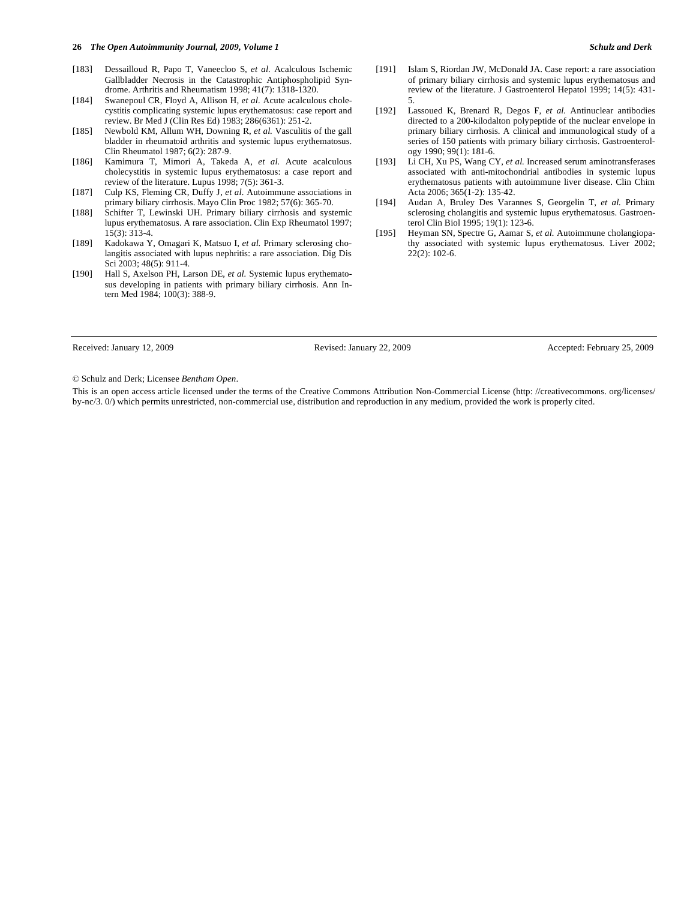[183] Dessailloud R, Papo T, Vaneecloo S, *et al.* Acalculous Ischemic Gallbladder Necrosis in the Catastrophic Antiphospholipid Syndrome. Arthritis and Rheumatism 1998; 41(7): 1318-1320.

[184] Swanepoul CR, Floyd A, Allison H, *et al.* Acute acalculous cholecystitis complicating systemic lupus erythematosus: case report and review. Br Med J (Clin Res Ed) 1983; 286(6361): 251-2.

[185] Newbold KM, Allum WH, Downing R, *et al.* Vasculitis of the gall bladder in rheumatoid arthritis and systemic lupus erythematosus. Clin Rheumatol 1987; 6(2): 287-9.

[186] Kamimura T, Mimori A, Takeda A, *et al.* Acute acalculous cholecystitis in systemic lupus erythematosus: a case report and review of the literature. Lupus 1998; 7(5): 361-3.

[187] Culp KS, Fleming CR, Duffy J, *et al.* Autoimmune associations in primary biliary cirrhosis. Mayo Clin Proc 1982; 57(6): 365-70.

[188] Schifter T, Lewinski UH. Primary biliary cirrhosis and systemic lupus erythematosus. A rare association. Clin Exp Rheumatol 1997; 15(3): 313-4.

[189] Kadokawa Y, Omagari K, Matsuo I, *et al.* Primary sclerosing cholangitis associated with lupus nephritis: a rare association. Dig Dis Sci 2003; 48(5): 911-4.

[190] Hall S, Axelson PH, Larson DE, *et al.* Systemic lupus erythematosus developing in patients with primary biliary cirrhosis. Ann Intern Med 1984; 100(3): 388-9.

[191] Islam S, Riordan JW, McDonald JA. Case report: a rare association of primary biliary cirrhosis and systemic lupus erythematosus and review of the literature. J Gastroenterol Hepatol 1999; 14(5): 431-5.

[192] Lassoued K, Brenard R, Degos F, *et al.* Antinuclear antibodies directed to a 200-kilodalton polypeptide of the nuclear envelope in primary biliary cirrhosis. A clinical and immunological study of a series of 150 patients with primary biliary cirrhosis. Gastroenterology 1990; 99(1): 181-6.

[193] Li CH, Xu PS, Wang CY, *et al.* Increased serum aminotransferases associated with anti-mitochondrial antibodies in systemic lupus erythematosus patients with autoimmune liver disease. Clin Chim Acta 2006; 365(1-2): 135-42.

[194] Audan A, Bruley Des Varannes S, Georgelin T, *et al.* Primary sclerosing cholangitis and systemic lupus erythematosus. Gastroenterol Clin Biol 1995; 19(1): 123-6.

[195] Heyman SN, Spectre G, Aamar S, *et al.* Autoimmune cholangiopathy associated with systemic lupus erythematosus. Liver 2002; 22(2): 102-6.

---

Received: January 12, 2009 Revised: January 22, 2009 Accepted: February 25, 2009

© Schulz and Derk; Licensee *Bentham Open*.

This is an open access article licensed under the terms of the Creative Commons Attribution Non-Commercial License (http: //creativecommons. org/licenses/ by-nc/3. 0/) which permits unrestricted, non-commercial use, distribution and reproduction in any medium, provided the work is properly cited.